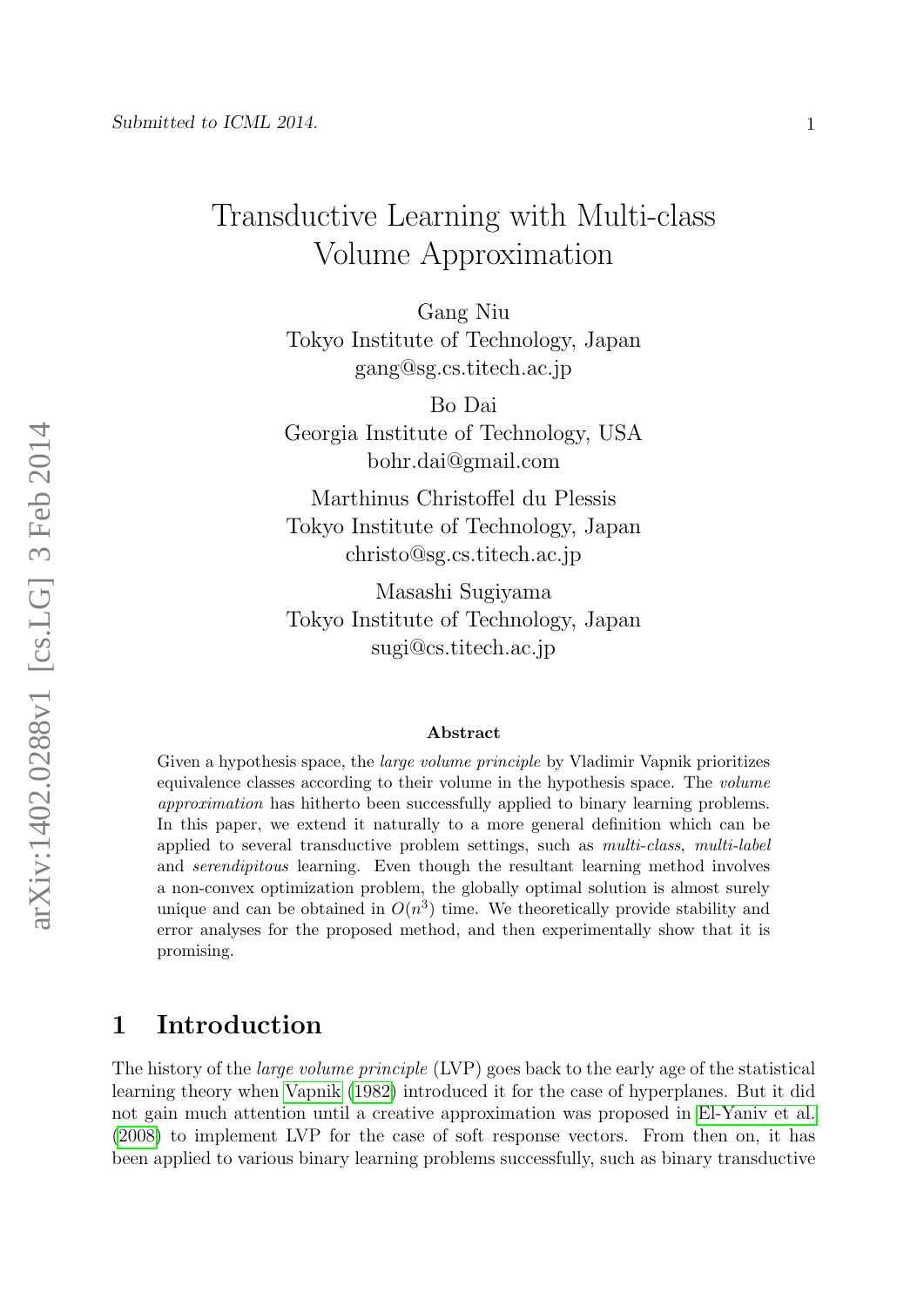# Transductive Learning with Multi-class Volume Approximation

Gang Niu
Tokyo Institute of Technology, Japan
gang@sg.cs.titech.ac.jp

Bo Dai
Georgia Institute of Technology, USA
bohr.dai@gmail.com

Marthinus Christoffel du Plessis
Tokyo Institute of Technology, Japan
christo@sg.cs.titech.ac.jp

Masashi Sugiyama
Tokyo Institute of Technology, Japan
sugi@cs.titech.ac.jp

### Abstract

Given a hypothesis space, the *large volume principle* by Vladimir Vapnik prioritizes equivalence classes according to their volume in the hypothesis space. The *volume approximation* has hitherto been successfully applied to binary learning problems. In this paper, we extend it naturally to a more general definition which can be applied to several transductive problem settings, such as *multi-class*, *multi-label* and *serendipitous* learning. Even though the resultant learning method involves a non-convex optimization problem, the globally optimal solution is almost surely unique and can be obtained in $O(n^3)$ time. We theoretically provide stability and error analyses for the proposed method, and then experimentally show that it is promising.

## 1 Introduction

The history of the *large volume principle* (LVP) goes back to the early age of the statistical learning theory when Vapnik (1982) introduced it for the case of hyperplanes. But it did not gain much attention until a creative approximation was proposed in El-Yaniv et al. (2008) to implement LVP for the case of soft response vectors. From then on, it has been applied to various binary learning problems successfully, such as binary transductive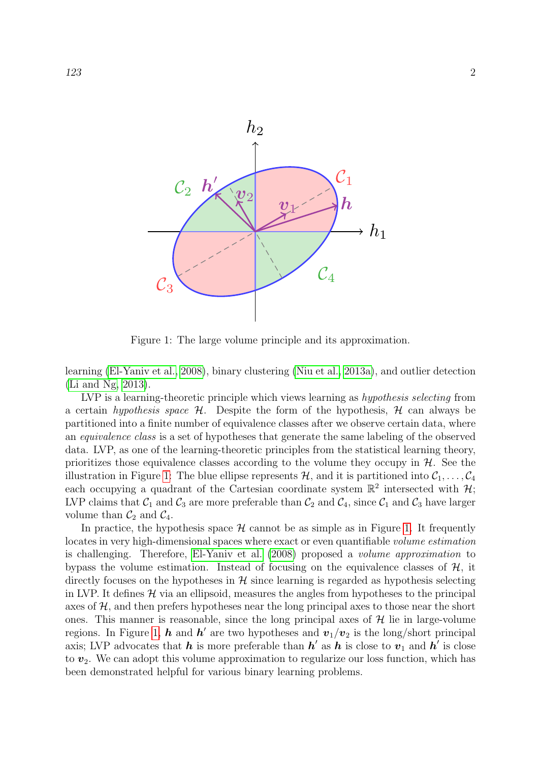Figure 1: The large volume principle and its approximation.

learning (El-Yaniv et al., 2008), binary clustering (Niu et al., 2013a), and outlier detection (Li and Ng, 2013).

LVP is a learning-theoretic principle which views learning as *hypothesis selecting* from a certain *hypothesis space* $\mathcal{H}$. Despite the form of the hypothesis, $\mathcal{H}$ can always be partitioned into a finite number of equivalence classes after we observe certain data, where an *equivalence class* is a set of hypotheses that generate the same labeling of the observed data. LVP, as one of the learning-theoretic principles from the statistical learning theory, prioritizes those equivalence classes according to the volume they occupy in $\mathcal{H}$. See the illustration in Figure 1: The blue ellipse represents $\mathcal{H}$, and it is partitioned into $\mathcal{C}_1, \ldots, \mathcal{C}_4$ each occupying a quadrant of the Cartesian coordinate system $\mathbb{R}^2$ intersected with $\mathcal{H}$; LVP claims that $\mathcal{C}_1$ and $\mathcal{C}_3$ are more preferable than $\mathcal{C}_2$ and $\mathcal{C}_4$, since $\mathcal{C}_1$ and $\mathcal{C}_3$ have larger volume than $\mathcal{C}_2$ and $\mathcal{C}_4$.

In practice, the hypothesis space $\mathcal{H}$ cannot be as simple as in Figure 1. It frequently locates in very high-dimensional spaces where exact or even quantifiable *volume estimation* is challenging. Therefore, El-Yaniv et al. (2008) proposed a *volume approximation* to bypass the volume estimation. Instead of focusing on the equivalence classes of $\mathcal{H}$, it directly focuses on the hypotheses in $\mathcal{H}$ since learning is regarded as hypothesis selecting in LVP. It defines $\mathcal{H}$ via an ellipsoid, measures the angles from hypotheses to the principal axes of $\mathcal{H}$, and then prefers hypotheses near the long principal axes to those near the short ones. This manner is reasonable, since the long principal axes of $\mathcal{H}$ lie in large-volume regions. In Figure 1, $\boldsymbol{h}$ and $\boldsymbol{h}'$ are two hypotheses and $\boldsymbol{v}_1/\boldsymbol{v}_2$ is the long/short principal axis; LVP advocates that $\boldsymbol{h}$ is more preferable than $\boldsymbol{h}'$ as $\boldsymbol{h}$ is close to $\boldsymbol{v}_1$ and $\boldsymbol{h}'$ is close to $\boldsymbol{v}_2$. We can adopt this volume approximation to regularize our loss function, which has been demonstrated helpful for various binary learning problems.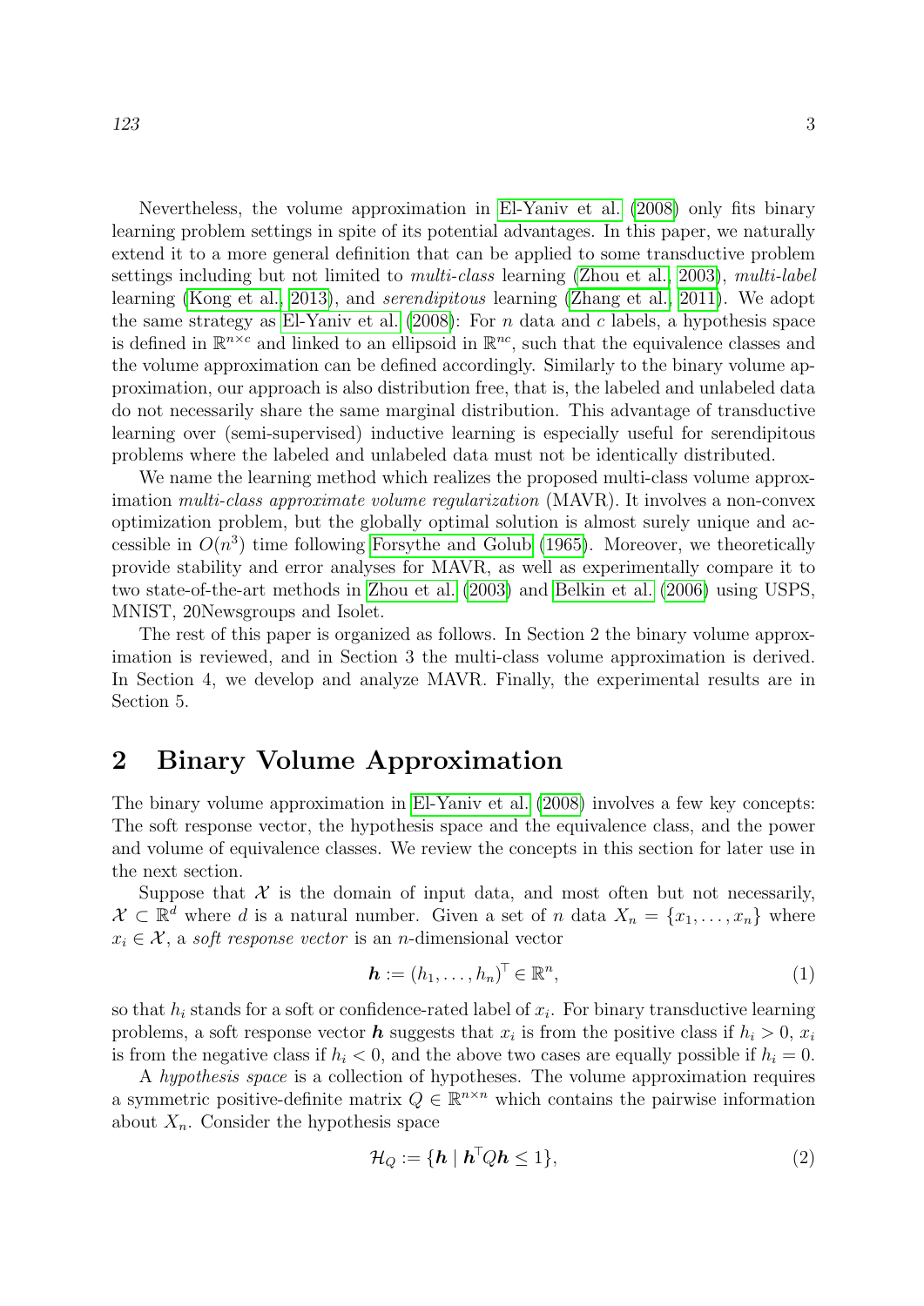Nevertheless, the volume approximation in El-Yaniv et al. (2008) only fits binary learning problem settings in spite of its potential advantages. In this paper, we naturally extend it to a more general definition that can be applied to some transductive problem settings including but not limited to *multi-class* learning (Zhou et al. 2003), *multi-label* learning (Kong et al. 2013), and *serendipitous* learning (Zhang et al. 2011). We adopt the same strategy as El-Yaniv et al. (2008): For $n$ data and $c$ labels, a hypothesis space is defined in $\mathbb{R}^{n\times c}$ and linked to an ellipsoid in $\mathbb{R}^{nc}$, such that the equivalence classes and the volume approximation can be defined accordingly. Similarly to the binary volume approximation, our approach is also distribution free, that is, the labeled and unlabeled data do not necessarily share the same marginal distribution. This advantage of transductive learning over (semi-supervised) inductive learning is especially useful for serendipitous problems where the labeled and unlabeled data must not be identically distributed.

We name the learning method which realizes the proposed multi-class volume approximation *multi-class approximate volume regularization* (MAVR). It involves a non-convex optimization problem, but the globally optimal solution is almost surely unique and accessible in $O(n^3)$ time following Forsythe and Golub (1965). Moreover, we theoretically provide stability and error analyses for MAVR, as well as experimentally compare it to two state-of-the-art methods in Zhou et al. (2003) and Belkin et al. (2006) using USPS, MNIST, 20Newsgroups and Isolet.

The rest of this paper is organized as follows. In Section 2 the binary volume approximation is reviewed, and in Section 3 the multi-class volume approximation is derived. In Section 4, we develop and analyze MAVR. Finally, the experimental results are in Section 5.

## 2 Binary Volume Approximation

The binary volume approximation in El-Yaniv et al. (2008) involves a few key concepts: The soft response vector, the hypothesis space and the equivalence class, and the power and volume of equivalence classes. We review the concepts in this section for later use in the next section.

Suppose that $\mathcal{X}$ is the domain of input data, and most often but not necessarily, $\mathcal{X} \subset \mathbb{R}^d$ where $d$ is a natural number. Given a set of $n$ data $X_n = \{x_1, \dots, x_n\}$ where $x_i \in \mathcal{X}$, a *soft response vector* is an $n$-dimensional vector

$$\boldsymbol{h} := (h_1, \dots, h_n)^\top \in \mathbb{R}^n, \tag{1}$$

so that $h_i$ stands for a soft or confidence-rated label of $x_i$. For binary transductive learning problems, a soft response vector $\boldsymbol{h}$ suggests that $x_i$ is from the positive class if $h_i > 0$, $x_i$ is from the negative class if $h_i < 0$, and the above two cases are equally possible if $h_i = 0$.

A *hypothesis space* is a collection of hypotheses. The volume approximation requires a symmetric positive-definite matrix $Q \in \mathbb{R}^{n\times n}$ which contains the pairwise information about $X_n$. Consider the hypothesis space

$$\mathcal{H}_Q := \{\boldsymbol{h} \mid \boldsymbol{h}^\top Q \boldsymbol{h} \leq 1\}, \tag{2}$$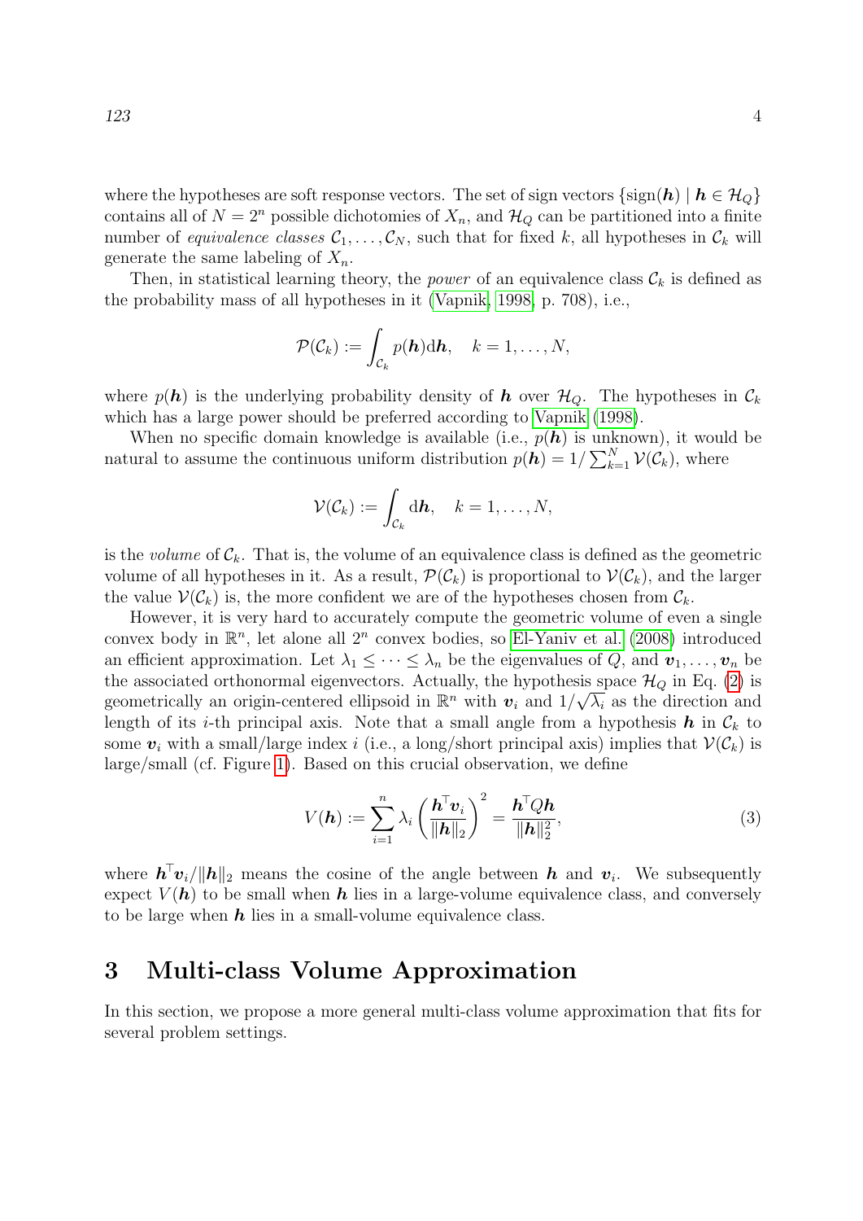where the hypotheses are soft response vectors. The set of sign vectors $\{\text{sign}(\boldsymbol{h}) \mid \boldsymbol{h} \in \mathcal{H}_Q\}$ contains all of $N = 2^n$ possible dichotomies of $X_n$, and $\mathcal{H}_Q$ can be partitioned into a finite number of *equivalence classes* $\mathcal{C}_1, \ldots, \mathcal{C}_N$, such that for fixed $k$, all hypotheses in $\mathcal{C}_k$ will generate the same labeling of $X_n$.

Then, in statistical learning theory, the *power* of an equivalence class $\mathcal{C}_k$ is defined as the probability mass of all hypotheses in it (Vapnik, 1998, p. 708), i.e.,

$$\mathcal{P}(\mathcal{C}_k) := \int_{\mathcal{C}_k} p(\boldsymbol{h}) \mathrm{d}\boldsymbol{h}, \quad k = 1, \ldots, N,$$

where $p(\boldsymbol{h})$ is the underlying probability density of $\boldsymbol{h}$ over $\mathcal{H}_Q$. The hypotheses in $\mathcal{C}_k$ which has a large power should be preferred according to Vapnik (1998).

When no specific domain knowledge is available (i.e., $p(\boldsymbol{h})$ is unknown), it would be natural to assume the continuous uniform distribution $p(\boldsymbol{h}) = 1/\sum_{k=1}^{N} \mathcal{V}(\mathcal{C}_k)$, where

$$\mathcal{V}(\mathcal{C}_k) := \int_{\mathcal{C}_k} \mathrm{d}\boldsymbol{h}, \quad k = 1, \ldots, N,$$

is the *volume* of $\mathcal{C}_k$. That is, the volume of an equivalence class is defined as the geometric volume of all hypotheses in it. As a result, $\mathcal{P}(\mathcal{C}_k)$ is proportional to $\mathcal{V}(\mathcal{C}_k)$, and the larger the value $\mathcal{V}(\mathcal{C}_k)$ is, the more confident we are of the hypotheses chosen from $\mathcal{C}_k$.

However, it is very hard to accurately compute the geometric volume of even a single convex body in $\mathbb{R}^n$, let alone all $2^n$ convex bodies, so El-Yaniv et al. (2008) introduced an efficient approximation. Let $\lambda_1 \leq \cdots \leq \lambda_n$ be the eigenvalues of $Q$, and $\boldsymbol{v}_1, \ldots, \boldsymbol{v}_n$ be the associated orthonormal eigenvectors. Actually, the hypothesis space $\mathcal{H}_Q$ in Eq. (2) is geometrically an origin-centered ellipsoid in $\mathbb{R}^n$ with $\boldsymbol{v}_i$ and $1/\sqrt{\lambda_i}$ as the direction and length of its $i$-th principal axis. Note that a small angle from a hypothesis $\boldsymbol{h}$ in $\mathcal{C}_k$ to some $\boldsymbol{v}_i$ with a small/large index $i$ (i.e., a long/short principal axis) implies that $\mathcal{V}(\mathcal{C}_k)$ is large/small (cf. Figure 1). Based on this crucial observation, we define

$$V(\boldsymbol{h}) := \sum_{i=1}^{n} \lambda_i \left( \frac{\boldsymbol{h}^\top \boldsymbol{v}_i}{\|\boldsymbol{h}\|_2} \right)^2 = \frac{\boldsymbol{h}^\top Q \boldsymbol{h}}{\|\boldsymbol{h}\|_2^2}, \tag{3}$$

where $\boldsymbol{h}^\top \boldsymbol{v}_i / \|\boldsymbol{h}\|_2$ means the cosine of the angle between $\boldsymbol{h}$ and $\boldsymbol{v}_i$. We subsequently expect $V(\boldsymbol{h})$ to be small when $\boldsymbol{h}$ lies in a large-volume equivalence class, and conversely to be large when $\boldsymbol{h}$ lies in a small-volume equivalence class.

## 3 Multi-class Volume Approximation

In this section, we propose a more general multi-class volume approximation that fits for several problem settings.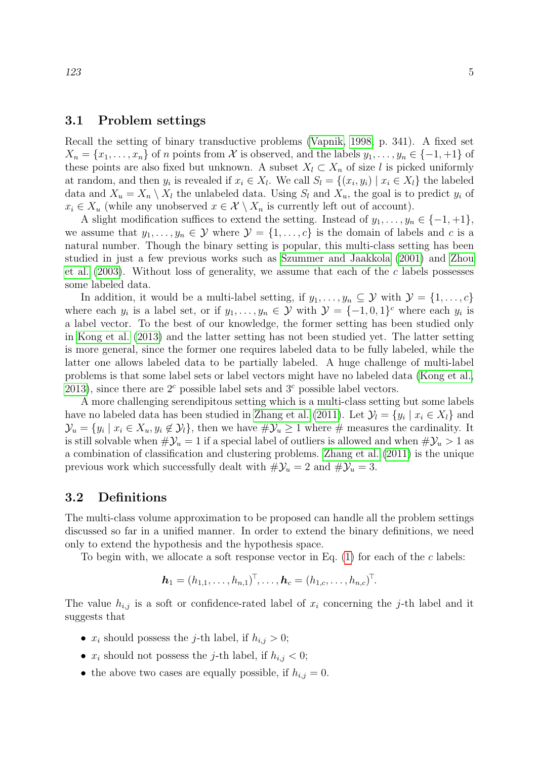### 3.1 Problem settings

Recall the setting of binary transductive problems (Vapnik, 1998, p. 341). A fixed set $X_n = \{x_1, \ldots, x_n\}$ of $n$ points from $\mathcal{X}$ is observed, and the labels $y_1, \ldots, y_n \in \{-1, +1\}$ of these points are also fixed but unknown. A subset $X_l \subset X_n$ of size $l$ is picked uniformly at random, and then $y_i$ is revealed if $x_i \in X_l$. We call $S_l = \{(x_i, y_i) \mid x_i \in X_l\}$ the labeled data and $X_u = X_n \setminus X_l$ the unlabeled data. Using $S_l$ and $X_u$, the goal is to predict $y_i$ of $x_i \in X_u$ (while any unobserved $x \in \mathcal{X} \setminus X_n$ is currently left out of account).

A slight modification suffices to extend the setting. Instead of $y_1, \ldots, y_n \in \{-1, +1\}$, we assume that $y_1, \ldots, y_n \in \mathcal{Y}$ where $\mathcal{Y} = \{1, \ldots, c\}$ is the domain of labels and $c$ is a natural number. Though the binary setting is popular, this multi-class setting has been studied in just a few previous works such as Szummer and Jaakkola (2001) and Zhou et al. (2003). Without loss of generality, we assume that each of the $c$ labels possesses some labeled data.

In addition, it would be a multi-label setting, if $y_1, \ldots, y_n \subseteq \mathcal{Y}$ with $\mathcal{Y} = \{1, \ldots, c\}$ where each $y_i$ is a label set, or if $y_1, \ldots, y_n \in \mathcal{Y}$ with $\mathcal{Y} = \{-1, 0, 1\}^c$ where each $y_i$ is a label vector. To the best of our knowledge, the former setting has been studied only in Kong et al. (2013) and the latter setting has not been studied yet. The latter setting is more general, since the former one requires labeled data to be fully labeled, while the latter one allows labeled data to be partially labeled. A huge challenge of multi-label problems is that some label sets or label vectors might have no labeled data (Kong et al., 2013), since there are $2^c$ possible label sets and $3^c$ possible label vectors.

A more challenging serendipitous setting which is a multi-class setting but some labels have no labeled data has been studied in Zhang et al. (2011). Let $\mathcal{Y}_l = \{y_i \mid x_i \in X_l\}$ and $\mathcal{Y}_u = \{y_i \mid x_i \in X_u, y_i \notin \mathcal{Y}_l\}$, then we have $\#\mathcal{Y}_u \geq 1$ where $\#$ measures the cardinality. It is still solvable when $\#\mathcal{Y}_u = 1$ if a special label of outliers is allowed and when $\#\mathcal{Y}_u > 1$ as a combination of classification and clustering problems. Zhang et al. (2011) is the unique previous work which successfully dealt with $\#\mathcal{Y}_u = 2$ and $\#\mathcal{Y}_u = 3$.

### 3.2 Definitions

The multi-class volume approximation to be proposed can handle all the problem settings discussed so far in a unified manner. In order to extend the binary definitions, we need only to extend the hypothesis and the hypothesis space.

To begin with, we allocate a soft response vector in Eq. (1) for each of the $c$ labels:

$$\boldsymbol{h}_1 = (h_{1,1}, \ldots, h_{n,1})^\top, \ldots, \boldsymbol{h}_c = (h_{1,c}, \ldots, h_{n,c})^\top.$$

The value $h_{i,j}$ is a soft or confidence-rated label of $x_i$ concerning the $j$-th label and it suggests that

- $x_i$ should possess the $j$-th label, if $h_{i,j} > 0$;
- $x_i$ should not possess the $j$-th label, if $h_{i,j} < 0$;
- the above two cases are equally possible, if $h_{i,j} = 0$.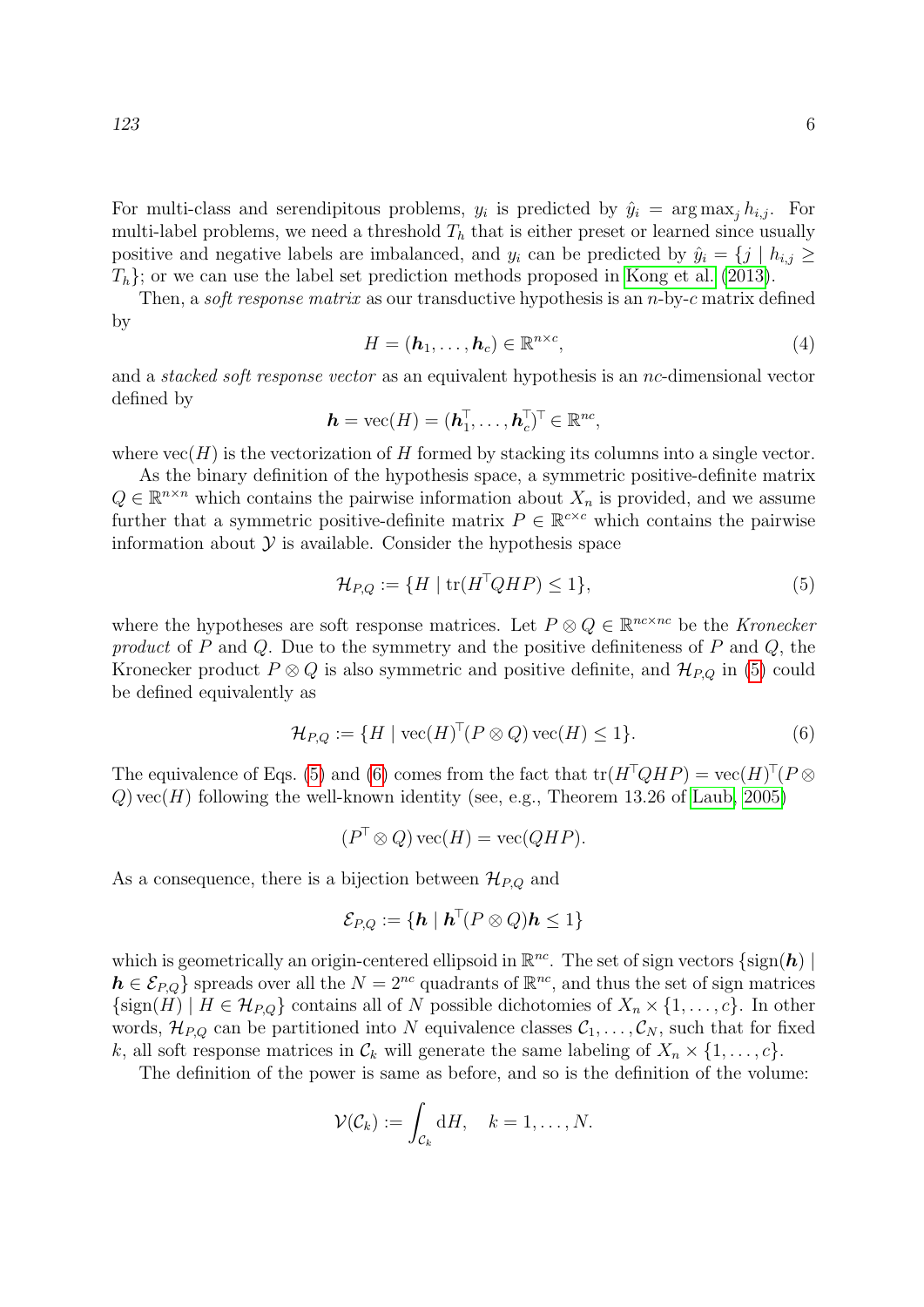For multi-class and serendipitous problems, $y_i$ is predicted by $\hat{y}_i = \arg\max_j h_{i,j}$. For multi-label problems, we need a threshold $T_h$ that is either preset or learned since usually positive and negative labels are imbalanced, and $y_i$ can be predicted by $\hat{y}_i = \{j \mid h_{i,j} \geq T_h\}$; or we can use the label set prediction methods proposed in Kong et al. (2013).

Then, a *soft response matrix* as our transductive hypothesis is an $n$-by-$c$ matrix defined by

$$H = (\boldsymbol{h}_1, \ldots, \boldsymbol{h}_c) \in \mathbb{R}^{n \times c}, \tag{4}$$

and a *stacked soft response vector* as an equivalent hypothesis is an $nc$-dimensional vector defined by

$$\boldsymbol{h} = \mathrm{vec}(H) = (\boldsymbol{h}_1^\top, \ldots, \boldsymbol{h}_c^\top)^\top \in \mathbb{R}^{nc},$$

where $\mathrm{vec}(H)$ is the vectorization of $H$ formed by stacking its columns into a single vector.

As the binary definition of the hypothesis space, a symmetric positive-definite matrix $Q \in \mathbb{R}^{n \times n}$ which contains the pairwise information about $X_n$ is provided, and we assume further that a symmetric positive-definite matrix $P \in \mathbb{R}^{c \times c}$ which contains the pairwise information about $\mathcal{Y}$ is available. Consider the hypothesis space

$$\mathcal{H}_{P,Q} := \{H \mid \mathrm{tr}(H^\top Q H P) \leq 1\}, \tag{5}$$

where the hypotheses are soft response matrices. Let $P \otimes Q \in \mathbb{R}^{nc \times nc}$ be the *Kronecker product* of $P$ and $Q$. Due to the symmetry and the positive definiteness of $P$ and $Q$, the Kronecker product $P \otimes Q$ is also symmetric and positive definite, and $\mathcal{H}_{P,Q}$ in (5) could be defined equivalently as

$$\mathcal{H}_{P,Q} := \{H \mid \mathrm{vec}(H)^\top (P \otimes Q)\, \mathrm{vec}(H) \leq 1\}. \tag{6}$$

The equivalence of Eqs. (5) and (6) comes from the fact that $\mathrm{tr}(H^\top Q H P) = \mathrm{vec}(H)^\top (P \otimes Q)\, \mathrm{vec}(H)$ following the well-known identity (see, e.g., Theorem 13.26 of Laub, 2005)

$$(P^\top \otimes Q)\, \mathrm{vec}(H) = \mathrm{vec}(QHP).$$

As a consequence, there is a bijection between $\mathcal{H}_{P,Q}$ and

$$\mathcal{E}_{P,Q} := \{\boldsymbol{h} \mid \boldsymbol{h}^\top (P \otimes Q) \boldsymbol{h} \leq 1\}$$

which is geometrically an origin-centered ellipsoid in $\mathbb{R}^{nc}$. The set of sign vectors $\{\mathrm{sign}(\boldsymbol{h}) \mid \boldsymbol{h} \in \mathcal{E}_{P,Q}\}$ spreads over all the $N = 2^{nc}$ quadrants of $\mathbb{R}^{nc}$, and thus the set of sign matrices $\{\mathrm{sign}(H) \mid H \in \mathcal{H}_{P,Q}\}$ contains all of $N$ possible dichotomies of $X_n \times \{1, \ldots, c\}$. In other words, $\mathcal{H}_{P,Q}$ can be partitioned into $N$ equivalence classes $\mathcal{C}_1, \ldots, \mathcal{C}_N$, such that for fixed $k$, all soft response matrices in $\mathcal{C}_k$ will generate the same labeling of $X_n \times \{1, \ldots, c\}$.

The definition of the power is same as before, and so is the definition of the volume:

$$\mathcal{V}(\mathcal{C}_k) := \int_{\mathcal{C}_k} \mathrm{d}H, \quad k = 1, \ldots, N.$$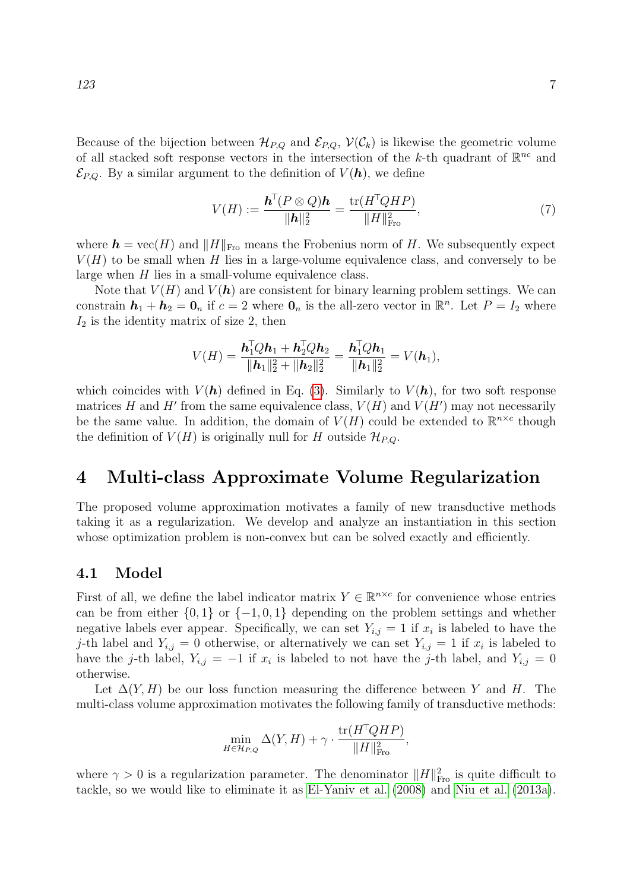Because of the bijection between $\mathcal{H}_{P,Q}$ and $\mathcal{E}_{P,Q}$, $\mathcal{V}(\mathcal{C}_k)$ is likewise the geometric volume of all stacked soft response vectors in the intersection of the $k$-th quadrant of $\mathbb{R}^{nc}$ and $\mathcal{E}_{P,Q}$. By a similar argument to the definition of $V(\boldsymbol{h})$, we define

$$V(H) := \frac{\boldsymbol{h}^\top (P \otimes Q)\boldsymbol{h}}{\|\boldsymbol{h}\|_2^2} = \frac{\operatorname{tr}(H^\top Q H P)}{\|H\|_{\text{Fro}}^2}, \tag{7}$$

where $\boldsymbol{h} = \operatorname{vec}(H)$ and $\|H\|_{\text{Fro}}$ means the Frobenius norm of $H$. We subsequently expect $V(H)$ to be small when $H$ lies in a large-volume equivalence class, and conversely to be large when $H$ lies in a small-volume equivalence class.

Note that $V(H)$ and $V(\boldsymbol{h})$ are consistent for binary learning problem settings. We can constrain $\boldsymbol{h}_1 + \boldsymbol{h}_2 = \boldsymbol{0}_n$ if $c = 2$ where $\boldsymbol{0}_n$ is the all-zero vector in $\mathbb{R}^n$. Let $P = I_2$ where $I_2$ is the identity matrix of size 2, then

$$V(H) = \frac{\boldsymbol{h}_1^\top Q \boldsymbol{h}_1 + \boldsymbol{h}_2^\top Q \boldsymbol{h}_2}{\|\boldsymbol{h}_1\|_2^2 + \|\boldsymbol{h}_2\|_2^2} = \frac{\boldsymbol{h}_1^\top Q \boldsymbol{h}_1}{\|\boldsymbol{h}_1\|_2^2} = V(\boldsymbol{h}_1),$$

which coincides with $V(\boldsymbol{h})$ defined in Eq. (3). Similarly to $V(\boldsymbol{h})$, for two soft response matrices $H$ and $H'$ from the same equivalence class, $V(H)$ and $V(H')$ may not necessarily be the same value. In addition, the domain of $V(H)$ could be extended to $\mathbb{R}^{n\times c}$ though the definition of $V(H)$ is originally null for $H$ outside $\mathcal{H}_{P,Q}$.

# 4 Multi-class Approximate Volume Regularization

The proposed volume approximation motivates a family of new transductive methods taking it as a regularization. We develop and analyze an instantiation in this section whose optimization problem is non-convex but can be solved exactly and efficiently.

## 4.1 Model

First of all, we define the label indicator matrix $Y \in \mathbb{R}^{n\times c}$ for convenience whose entries can be from either $\{0, 1\}$ or $\{-1, 0, 1\}$ depending on the problem settings and whether negative labels ever appear. Specifically, we can set $Y_{i,j} = 1$ if $x_i$ is labeled to have the $j$-th label and $Y_{i,j} = 0$ otherwise, or alternatively we can set $Y_{i,j} = 1$ if $x_i$ is labeled to have the $j$-th label, $Y_{i,j} = -1$ if $x_i$ is labeled to not have the $j$-th label, and $Y_{i,j} = 0$ otherwise.

Let $\Delta(Y, H)$ be our loss function measuring the difference between $Y$ and $H$. The multi-class volume approximation motivates the following family of transductive methods:

$$\min_{H \in \mathcal{H}_{P,Q}} \Delta(Y, H) + \gamma \cdot \frac{\operatorname{tr}(H^\top Q H P)}{\|H\|_{\text{Fro}}^2},$$

where $\gamma > 0$ is a regularization parameter. The denominator $\|H\|_{\text{Fro}}^2$ is quite difficult to tackle, so we would like to eliminate it as El-Yaniv et al. (2008) and Niu et al. (2013a).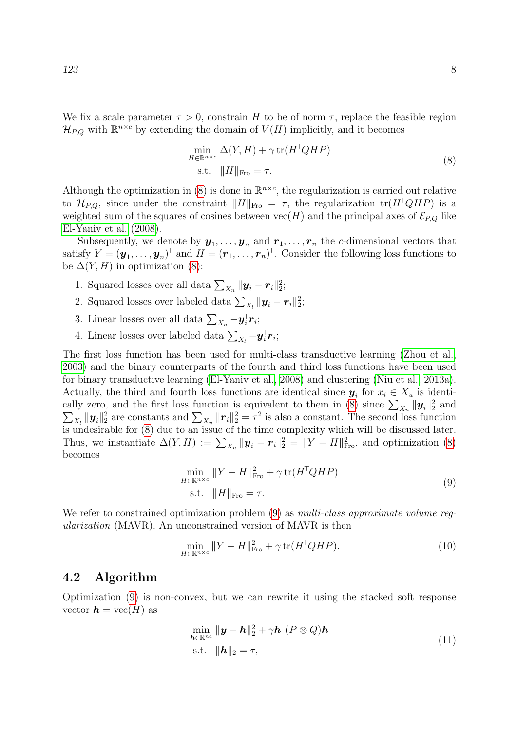We fix a scale parameter $\tau > 0$, constrain $H$ to be of norm $\tau$, replace the feasible region $\mathcal{H}_{P,Q}$ with $\mathbb{R}^{n \times c}$ by extending the domain of $V(H)$ implicitly, and it becomes

$$
\begin{aligned}
\min_{H \in \mathbb{R}^{n \times c}} \ & \Delta(Y, H) + \gamma \operatorname{tr}(H^\top Q H P) \\
\text{s.t.} \ & \|H\|_{\text{Fro}} = \tau.
\end{aligned}
\tag{8}
$$

Although the optimization in (8) is done in $\mathbb{R}^{n \times c}$, the regularization is carried out relative to $\mathcal{H}_{P,Q}$, since under the constraint $\|H\|_{\text{Fro}} = \tau$, the regularization $\operatorname{tr}(H^\top Q H P)$ is a weighted sum of the squares of cosines between $\operatorname{vec}(H)$ and the principal axes of $\mathcal{E}_{P,Q}$ like El-Yaniv et al. (2008).

Subsequently, we denote by $\boldsymbol{y}_1, \ldots, \boldsymbol{y}_n$ and $\boldsymbol{r}_1, \ldots, \boldsymbol{r}_n$ the $c$-dimensional vectors that satisfy $Y = (\boldsymbol{y}_1, \ldots, \boldsymbol{y}_n)^\top$ and $H = (\boldsymbol{r}_1, \ldots, \boldsymbol{r}_n)^\top$. Consider the following loss functions to be $\Delta(Y, H)$ in optimization (8):

1. Squared losses over all data $\sum_{X_n} \|\boldsymbol{y}_i - \boldsymbol{r}_i\|_2^2$;
2. Squared losses over labeled data $\sum_{X_l} \|\boldsymbol{y}_i - \boldsymbol{r}_i\|_2^2$;
3. Linear losses over all data $\sum_{X_n} -\boldsymbol{y}_i^\top \boldsymbol{r}_i$;
4. Linear losses over labeled data $\sum_{X_l} -\boldsymbol{y}_i^\top \boldsymbol{r}_i$;

The first loss function has been used for multi-class transductive learning (Zhou et al., 2003) and the binary counterparts of the fourth and third loss functions have been used for binary transductive learning (El-Yaniv et al., 2008) and clustering (Niu et al., 2013a). Actually, the third and fourth loss functions are identical since $\boldsymbol{y}_i$ for $x_i \in X_u$ is identically zero, and the first loss function is equivalent to them in (8) since $\sum_{X_n} \|\boldsymbol{y}_i\|_2^2$ and $\sum_{X_l} \|\boldsymbol{y}_i\|_2^2$ are constants and $\sum_{X_n} \|\boldsymbol{r}_i\|_2^2 = \tau^2$ is also a constant. The second loss function is undesirable for (8) due to an issue of the time complexity which will be discussed later. Thus, we instantiate $\Delta(Y, H) := \sum_{X_n} \|\boldsymbol{y}_i - \boldsymbol{r}_i\|_2^2 = \|Y - H\|_{\text{Fro}}^2$, and optimization (8) becomes

$$
\begin{aligned}
\min_{H \in \mathbb{R}^{n \times c}} \ & \|Y - H\|_{\text{Fro}}^2 + \gamma \operatorname{tr}(H^\top Q H P) \\
\text{s.t.} \ & \|H\|_{\text{Fro}} = \tau.
\end{aligned}
\tag{9}
$$

We refer to constrained optimization problem (9) as *multi-class approximate volume regularization* (MAVR). An unconstrained version of MAVR is then

$$
\min_{H \in \mathbb{R}^{n \times c}} \|Y - H\|_{\text{Fro}}^2 + \gamma \operatorname{tr}(H^\top Q H P). \tag{10}
$$

## 4.2 Algorithm

Optimization (9) is non-convex, but we can rewrite it using the stacked soft response vector $\boldsymbol{h} = \operatorname{vec}(H)$ as

$$
\begin{aligned}
\min_{\boldsymbol{h} \in \mathbb{R}^{nc}} \ & \|\boldsymbol{y} - \boldsymbol{h}\|_2^2 + \gamma \boldsymbol{h}^\top (P \otimes Q) \boldsymbol{h} \\
\text{s.t.} \ & \|\boldsymbol{h}\|_2 = \tau,
\end{aligned}
\tag{11}
$$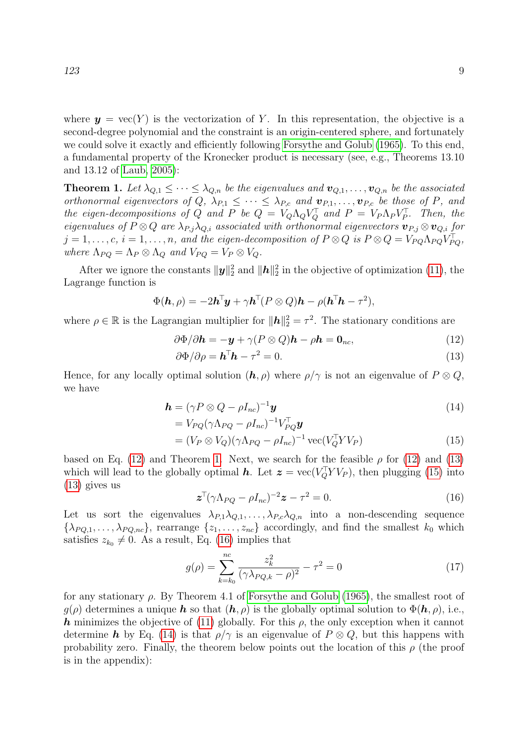where $\boldsymbol{y} = \mathrm{vec}(Y)$ is the vectorization of $Y$. In this representation, the objective is a second-degree polynomial and the constraint is an origin-centered sphere, and fortunately we could solve it exactly and efficiently following Forsythe and Golub (1965). To this end, a fundamental property of the Kronecker product is necessary (see, e.g., Theorems 13.10 and 13.12 of Laub, 2005):

**Theorem 1.** *Let $\lambda_{Q,1} \leq \cdots \leq \lambda_{Q,n}$ be the eigenvalues and $\boldsymbol{v}_{Q,1}, \ldots, \boldsymbol{v}_{Q,n}$ be the associated orthonormal eigenvectors of $Q$, $\lambda_{P,1} \leq \cdots \leq \lambda_{P,c}$ and $\boldsymbol{v}_{P,1}, \ldots, \boldsymbol{v}_{P,c}$ be those of $P$, and the eigen-decompositions of $Q$ and $P$ be $Q = V_Q \Lambda_Q V_Q^\top$ and $P = V_P \Lambda_P V_P^\top$. Then, the eigenvalues of $P \otimes Q$ are $\lambda_{P,j}\lambda_{Q,i}$ associated with orthonormal eigenvectors $\boldsymbol{v}_{P,j} \otimes \boldsymbol{v}_{Q,i}$ for $j = 1, \ldots, c$, $i = 1, \ldots, n$, and the eigen-decomposition of $P \otimes Q$ is $P \otimes Q = V_{PQ}\Lambda_{PQ}V_{PQ}^\top$, where $\Lambda_{PQ} = \Lambda_P \otimes \Lambda_Q$ and $V_{PQ} = V_P \otimes V_Q$.*

After we ignore the constants $\|\boldsymbol{y}\|_2^2$ and $\|\boldsymbol{h}\|_2^2$ in the objective of optimization (11), the Lagrange function is

$$\Phi(\boldsymbol{h}, \rho) = -2\boldsymbol{h}^\top \boldsymbol{y} + \gamma \boldsymbol{h}^\top (P \otimes Q)\boldsymbol{h} - \rho(\boldsymbol{h}^\top \boldsymbol{h} - \tau^2),$$

where $\rho \in \mathbb{R}$ is the Lagrangian multiplier for $\|\boldsymbol{h}\|_2^2 = \tau^2$. The stationary conditions are

$$\partial\Phi/\partial\boldsymbol{h} = -\boldsymbol{y} + \gamma(P \otimes Q)\boldsymbol{h} - \rho\boldsymbol{h} = \boldsymbol{0}_{nc}, \tag{12}$$

$$\partial\Phi/\partial\rho = \boldsymbol{h}^\top\boldsymbol{h} - \tau^2 = 0. \tag{13}$$

Hence, for any locally optimal solution $(\boldsymbol{h}, \rho)$ where $\rho/\gamma$ is not an eigenvalue of $P \otimes Q$, we have

$$\boldsymbol{h} = (\gamma P \otimes Q - \rho I_{nc})^{-1}\boldsymbol{y} \tag{14}$$

$$= V_{PQ}(\gamma\Lambda_{PQ} - \rho I_{nc})^{-1}V_{PQ}^\top \boldsymbol{y}$$

$$= (V_P \otimes V_Q)(\gamma\Lambda_{PQ} - \rho I_{nc})^{-1}\,\mathrm{vec}(V_Q^\top Y V_P) \tag{15}$$

based on Eq. (12) and Theorem 1. Next, we search for the feasible $\rho$ for (12) and (13) which will lead to the globally optimal $\boldsymbol{h}$. Let $\boldsymbol{z} = \mathrm{vec}(V_Q^\top Y V_P)$, then plugging (15) into (13) gives us

$$\boldsymbol{z}^\top(\gamma\Lambda_{PQ} - \rho I_{nc})^{-2}\boldsymbol{z} - \tau^2 = 0. \tag{16}$$

Let us sort the eigenvalues $\lambda_{P,1}\lambda_{Q,1}, \ldots, \lambda_{P,c}\lambda_{Q,n}$ into a non-descending sequence $\{\lambda_{PQ,1}, \ldots, \lambda_{PQ,nc}\}$, rearrange $\{z_1, \ldots, z_{nc}\}$ accordingly, and find the smallest $k_0$ which satisfies $z_{k_0} \neq 0$. As a result, Eq. (16) implies that

$$g(\rho) = \sum_{k=k_0}^{nc} \frac{z_k^2}{(\gamma\lambda_{PQ,k} - \rho)^2} - \tau^2 = 0 \tag{17}$$

for any stationary $\rho$. By Theorem 4.1 of Forsythe and Golub (1965), the smallest root of $g(\rho)$ determines a unique $\boldsymbol{h}$ so that $(\boldsymbol{h}, \rho)$ is the globally optimal solution to $\Phi(\boldsymbol{h}, \rho)$, i.e., $\boldsymbol{h}$ minimizes the objective of (11) globally. For this $\rho$, the only exception when it cannot determine $\boldsymbol{h}$ by Eq. (14) is that $\rho/\gamma$ is an eigenvalue of $P \otimes Q$, but this happens with probability zero. Finally, the theorem below points out the location of this $\rho$ (the proof is in the appendix):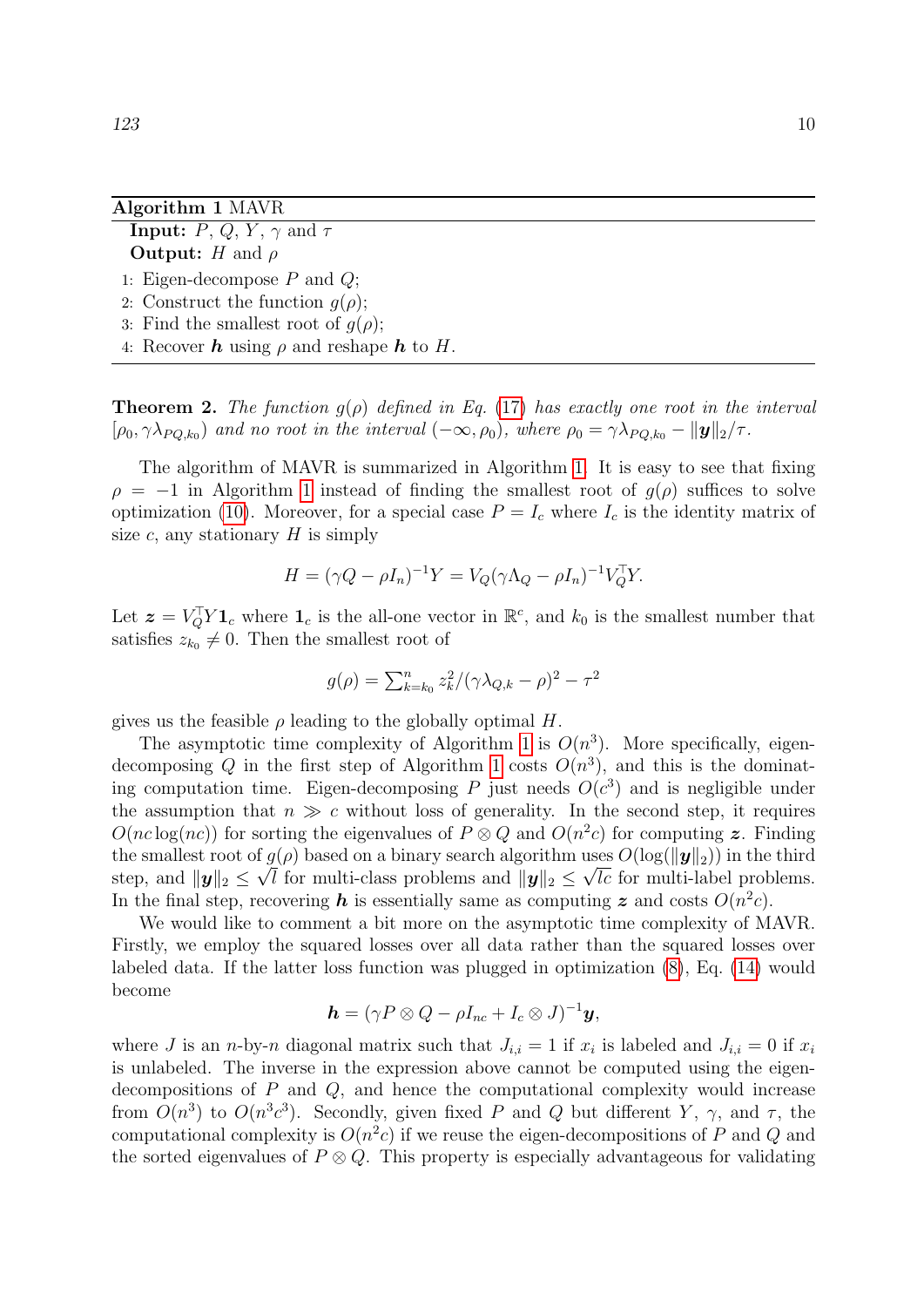**Algorithm 1** MAVR

**Input:** $P$, $Q$, $Y$, $\gamma$ and $\tau$

**Output:** $H$ and $\rho$

1: Eigen-decompose $P$ and $Q$;
2: Construct the function $g(\rho)$;
3: Find the smallest root of $g(\rho)$;
4: Recover $\boldsymbol{h}$ using $\rho$ and reshape $\boldsymbol{h}$ to $H$.

**Theorem 2.** *The function $g(\rho)$ defined in Eq. (17) has exactly one root in the interval $[\rho_0, \gamma\lambda_{PQ,k_0})$ and no root in the interval $(-\infty, \rho_0)$, where $\rho_0 = \gamma\lambda_{PQ,k_0} - \|\boldsymbol{y}\|_2/\tau$.*

The algorithm of MAVR is summarized in Algorithm 1. It is easy to see that fixing $\rho = -1$ in Algorithm 1 instead of finding the smallest root of $g(\rho)$ suffices to solve optimization (10). Moreover, for a special case $P = I_c$ where $I_c$ is the identity matrix of size $c$, any stationary $H$ is simply

$$H = (\gamma Q - \rho I_n)^{-1} Y = V_Q(\gamma\Lambda_Q - \rho I_n)^{-1} V_Q^\top Y.$$

Let $\boldsymbol{z} = V_Q^\top Y \mathbf{1}_c$ where $\mathbf{1}_c$ is the all-one vector in $\mathbb{R}^c$, and $k_0$ is the smallest number that satisfies $z_{k_0} \neq 0$. Then the smallest root of

$$g(\rho) = \textstyle\sum_{k=k_0}^{n} z_k^2/(\gamma\lambda_{Q,k} - \rho)^2 - \tau^2$$

gives us the feasible $\rho$ leading to the globally optimal $H$.

The asymptotic time complexity of Algorithm 1 is $O(n^3)$. More specifically, eigen-decomposing $Q$ in the first step of Algorithm 1 costs $O(n^3)$, and this is the dominating computation time. Eigen-decomposing $P$ just needs $O(c^3)$ and is negligible under the assumption that $n \gg c$ without loss of generality. In the second step, it requires $O(nc\log(nc))$ for sorting the eigenvalues of $P \otimes Q$ and $O(n^2c)$ for computing $\boldsymbol{z}$. Finding the smallest root of $g(\rho)$ based on a binary search algorithm uses $O(\log(\|\boldsymbol{y}\|_2))$ in the third step, and $\|\boldsymbol{y}\|_2 \leq \sqrt{l}$ for multi-class problems and $\|\boldsymbol{y}\|_2 \leq \sqrt{lc}$ for multi-label problems. In the final step, recovering $\boldsymbol{h}$ is essentially same as computing $\boldsymbol{z}$ and costs $O(n^2c)$.

We would like to comment a bit more on the asymptotic time complexity of MAVR. Firstly, we employ the squared losses over all data rather than the squared losses over labeled data. If the latter loss function was plugged in optimization (8), Eq. (14) would become

$$\boldsymbol{h} = (\gamma P \otimes Q - \rho I_{nc} + I_c \otimes J)^{-1}\boldsymbol{y},$$

where $J$ is an $n$-by-$n$ diagonal matrix such that $J_{i,i} = 1$ if $x_i$ is labeled and $J_{i,i} = 0$ if $x_i$ is unlabeled. The inverse in the expression above cannot be computed using the eigen-decompositions of $P$ and $Q$, and hence the computational complexity would increase from $O(n^3)$ to $O(n^3c^3)$. Secondly, given fixed $P$ and $Q$ but different $Y$, $\gamma$, and $\tau$, the computational complexity is $O(n^2c)$ if we reuse the eigen-decompositions of $P$ and $Q$ and the sorted eigenvalues of $P \otimes Q$. This property is especially advantageous for validating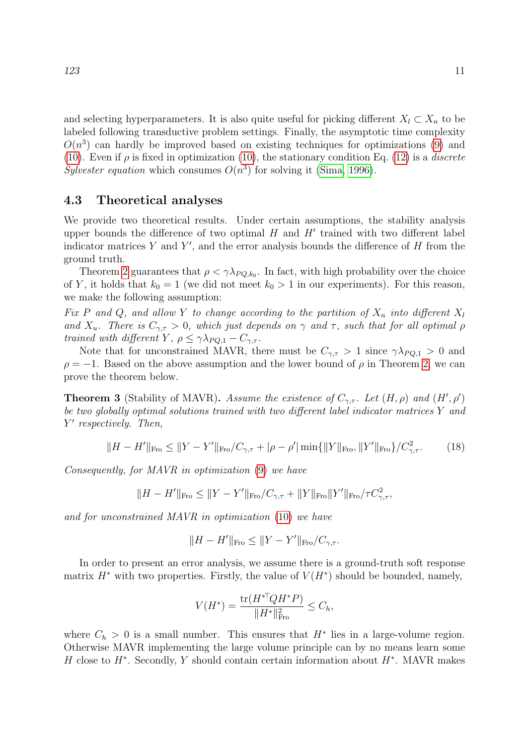and selecting hyperparameters. It is also quite useful for picking different $X_l \subset X_n$ to be labeled following transductive problem settings. Finally, the asymptotic time complexity $O(n^3)$ can hardly be improved based on existing techniques for optimizations (9) and (10). Even if $\rho$ is fixed in optimization (10), the stationary condition Eq. (12) is a *discrete Sylvester equation* which consumes $O(n^3)$ for solving it (Sima, 1996).

### 4.3 Theoretical analyses

We provide two theoretical results. Under certain assumptions, the stability analysis upper bounds the difference of two optimal $H$ and $H'$ trained with two different label indicator matrices $Y$ and $Y'$, and the error analysis bounds the difference of $H$ from the ground truth.

Theorem 2 guarantees that $\rho < \gamma\lambda_{PQ,k_0}$. In fact, with high probability over the choice of $Y$, it holds that $k_0 = 1$ (we did not meet $k_0 > 1$ in our experiments). For this reason, we make the following assumption:

*Fix $P$ and $Q$, and allow $Y$ to change according to the partition of $X_n$ into different $X_l$ and $X_u$. There is $C_{\gamma,\tau} > 0$, which just depends on $\gamma$ and $\tau$, such that for all optimal $\rho$ trained with different $Y$, $\rho \leq \gamma\lambda_{PQ,1} - C_{\gamma,\tau}$.*

Note that for unconstrained MAVR, there must be $C_{\gamma,\tau} > 1$ since $\gamma\lambda_{PQ,1} > 0$ and $\rho = -1$. Based on the above assumption and the lower bound of $\rho$ in Theorem 2, we can prove the theorem below.

**Theorem 3** (Stability of MAVR)**.** *Assume the existence of $C_{\gamma,\tau}$. Let $(H, \rho)$ and $(H', \rho')$ be two globally optimal solutions trained with two different label indicator matrices $Y$ and $Y'$ respectively. Then,*

$$\|H - H'\|_{\mathrm{Fro}} \leq \|Y - Y'\|_{\mathrm{Fro}}/C_{\gamma,\tau} + |\rho - \rho'| \min\{\|Y\|_{\mathrm{Fro}}, \|Y'\|_{\mathrm{Fro}}\}/C_{\gamma,\tau}^2. \tag{18}$$

*Consequently, for MAVR in optimization (9) we have*

$$\|H - H'\|_{\mathrm{Fro}} \leq \|Y - Y'\|_{\mathrm{Fro}}/C_{\gamma,\tau} + \|Y\|_{\mathrm{Fro}}\|Y'\|_{\mathrm{Fro}}/\tau C_{\gamma,\tau}^2,$$

*and for unconstrained MAVR in optimization (10) we have*

$$\|H - H'\|_{\mathrm{Fro}} \leq \|Y - Y'\|_{\mathrm{Fro}}/C_{\gamma,\tau}.$$

In order to present an error analysis, we assume there is a ground-truth soft response matrix $H^*$ with two properties. Firstly, the value of $V(H^*)$ should be bounded, namely,

$$V(H^*) = \frac{\mathrm{tr}(H^{*\top} Q H^* P)}{\|H^*\|_{\mathrm{Fro}}^2} \leq C_h,$$

where $C_h > 0$ is a small number. This ensures that $H^*$ lies in a large-volume region. Otherwise MAVR implementing the large volume principle can by no means learn some $H$ close to $H^*$. Secondly, $Y$ should contain certain information about $H^*$. MAVR makes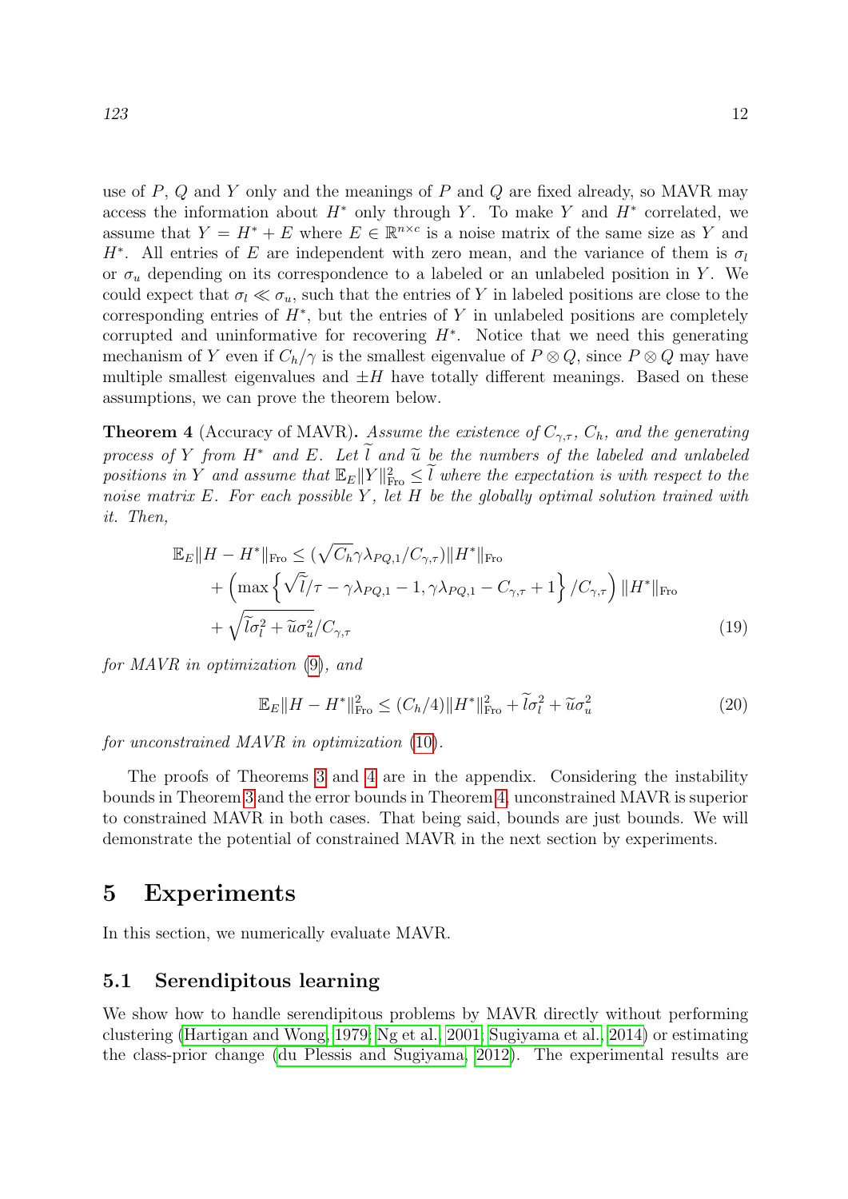use of $P$, $Q$ and $Y$ only and the meanings of $P$ and $Q$ are fixed already, so MAVR may access the information about $H^*$ only through $Y$. To make $Y$ and $H^*$ correlated, we assume that $Y = H^* + E$ where $E \in \mathbb{R}^{n\times c}$ is a noise matrix of the same size as $Y$ and $H^*$. All entries of $E$ are independent with zero mean, and the variance of them is $\sigma_l$ or $\sigma_u$ depending on its correspondence to a labeled or an unlabeled position in $Y$. We could expect that $\sigma_l \ll \sigma_u$, such that the entries of $Y$ in labeled positions are close to the corresponding entries of $H^*$, but the entries of $Y$ in unlabeled positions are completely corrupted and uninformative for recovering $H^*$. Notice that we need this generating mechanism of $Y$ even if $C_h/\gamma$ is the smallest eigenvalue of $P \otimes Q$, since $P \otimes Q$ may have multiple smallest eigenvalues and $\pm H$ have totally different meanings. Based on these assumptions, we can prove the theorem below.

**Theorem 4** (Accuracy of MAVR). *Assume the existence of $C_{\gamma,\tau}$, $C_h$, and the generating process of $Y$ from $H^*$ and $E$. Let $\widetilde{l}$ and $\widetilde{u}$ be the numbers of the labeled and unlabeled positions in $Y$ and assume that $\mathbb{E}_E\|Y\|_{\mathrm{Fro}}^2 \le \widetilde{l}$ where the expectation is with respect to the noise matrix $E$. For each possible $Y$, let $H$ be the globally optimal solution trained with it. Then,*

$$
\begin{aligned}
\mathbb{E}_E\|H - H^*\|_{\mathrm{Fro}} \le{}& (\sqrt{C_h}\gamma\lambda_{PQ,1}/C_{\gamma,\tau})\|H^*\|_{\mathrm{Fro}} \\
&+ \left(\max\left\{\sqrt{\widetilde{l}}/\tau - \gamma\lambda_{PQ,1} - 1, \gamma\lambda_{PQ,1} - C_{\gamma,\tau} + 1\right\}/C_{\gamma,\tau}\right)\|H^*\|_{\mathrm{Fro}} \\
&+ \sqrt{\widetilde{l}\sigma_l^2 + \widetilde{u}\sigma_u^2}/C_{\gamma,\tau}
\end{aligned}
\tag{19}
$$

*for MAVR in optimization (9), and*

$$
\mathbb{E}_E\|H - H^*\|_{\mathrm{Fro}}^2 \le (C_h/4)\|H^*\|_{\mathrm{Fro}}^2 + \widetilde{l}\sigma_l^2 + \widetilde{u}\sigma_u^2 \tag{20}
$$

*for unconstrained MAVR in optimization (10).*

The proofs of Theorems 3 and 4 are in the appendix. Considering the instability bounds in Theorem 3 and the error bounds in Theorem 4, unconstrained MAVR is superior to constrained MAVR in both cases. That being said, bounds are just bounds. We will demonstrate the potential of constrained MAVR in the next section by experiments.

# 5 Experiments

In this section, we numerically evaluate MAVR.

## 5.1 Serendipitous learning

We show how to handle serendipitous problems by MAVR directly without performing clustering (Hartigan and Wong, 1979; Ng et al., 2001; Sugiyama et al., 2014) or estimating the class-prior change (du Plessis and Sugiyama, 2012). The experimental results are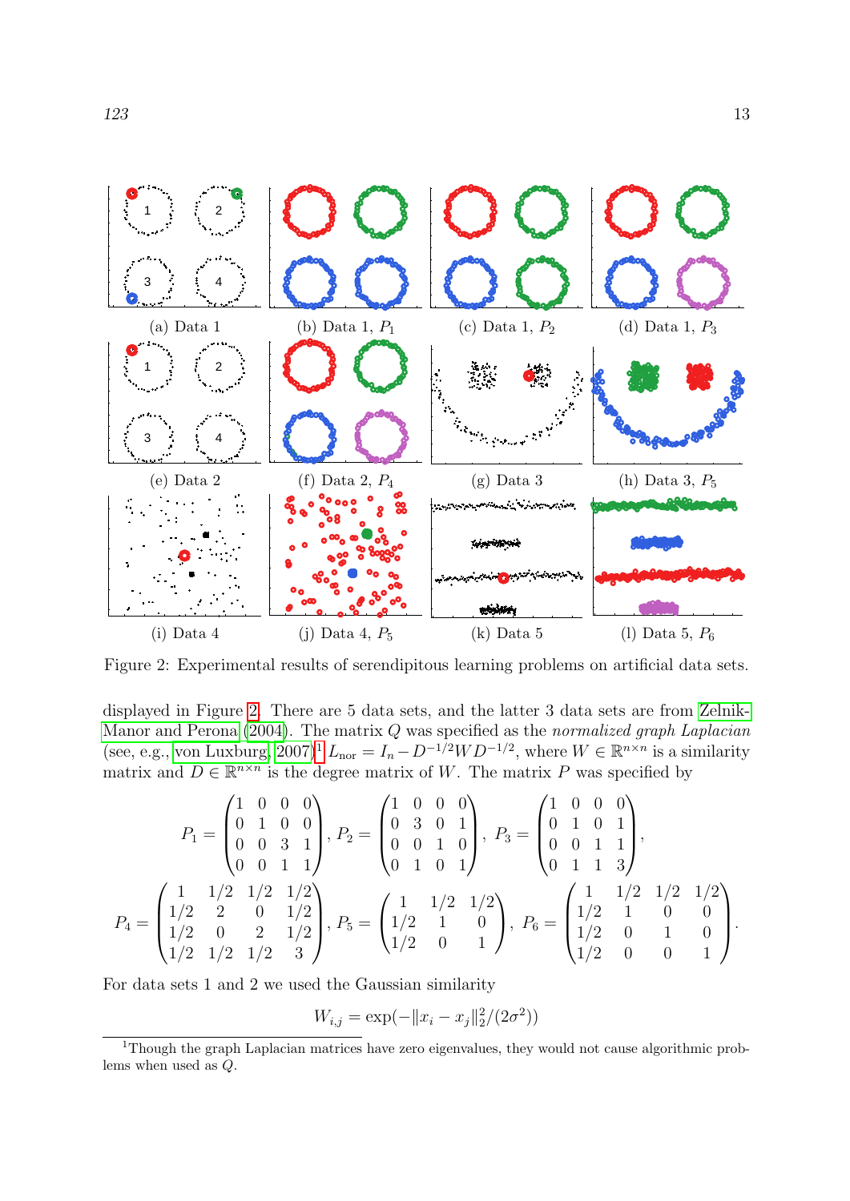(a) Data 1 (b) Data 1, $P_1$ (c) Data 1, $P_2$ (d) Data 1, $P_3$

(e) Data 2 (f) Data 2, $P_4$ (g) Data 3 (h) Data 3, $P_5$

(i) Data 4 (j) Data 4, $P_5$ (k) Data 5 (l) Data 5, $P_6$

Figure 2: Experimental results of serendipitous learning problems on artificial data sets.

displayed in Figure 2. There are 5 data sets, and the latter 3 data sets are from Zelnik-Manor and Perona (2004). The matrix $Q$ was specified as the *normalized graph Laplacian* (see, e.g., von Luxburg 2007)[1] $L_{\mathrm{nor}} = I_n - D^{-1/2}WD^{-1/2}$, where $W \in \mathbb{R}^{n\times n}$ is a similarity matrix and $D \in \mathbb{R}^{n\times n}$ is the degree matrix of $W$. The matrix $P$ was specified by

$$P_1 = \begin{pmatrix} 1 & 0 & 0 & 0 \\ 0 & 1 & 0 & 0 \\ 0 & 0 & 3 & 1 \\ 0 & 0 & 1 & 1 \end{pmatrix}, \; P_2 = \begin{pmatrix} 1 & 0 & 0 & 0 \\ 0 & 3 & 0 & 1 \\ 0 & 0 & 1 & 0 \\ 0 & 1 & 0 & 1 \end{pmatrix}, \; P_3 = \begin{pmatrix} 1 & 0 & 0 & 0 \\ 0 & 1 & 0 & 1 \\ 0 & 0 & 1 & 1 \\ 0 & 1 & 1 & 3 \end{pmatrix},$$

$$P_4 = \begin{pmatrix} 1 & 1/2 & 1/2 & 1/2 \\ 1/2 & 2 & 0 & 1/2 \\ 1/2 & 0 & 2 & 1/2 \\ 1/2 & 1/2 & 1/2 & 3 \end{pmatrix}, \; P_5 = \begin{pmatrix} 1 & 1/2 & 1/2 \\ 1/2 & 1 & 0 \\ 1/2 & 0 & 1 \end{pmatrix}, \; P_6 = \begin{pmatrix} 1 & 1/2 & 1/2 & 1/2 \\ 1/2 & 1 & 0 & 0 \\ 1/2 & 0 & 1 & 0 \\ 1/2 & 0 & 0 & 1 \end{pmatrix}.$$

For data sets 1 and 2 we used the Gaussian similarity

$$W_{i,j} = \exp(-\|x_i - x_j\|_2^2/(2\sigma^2))$$

[1] Though the graph Laplacian matrices have zero eigenvalues, they would not cause algorithmic problems when used as $Q$.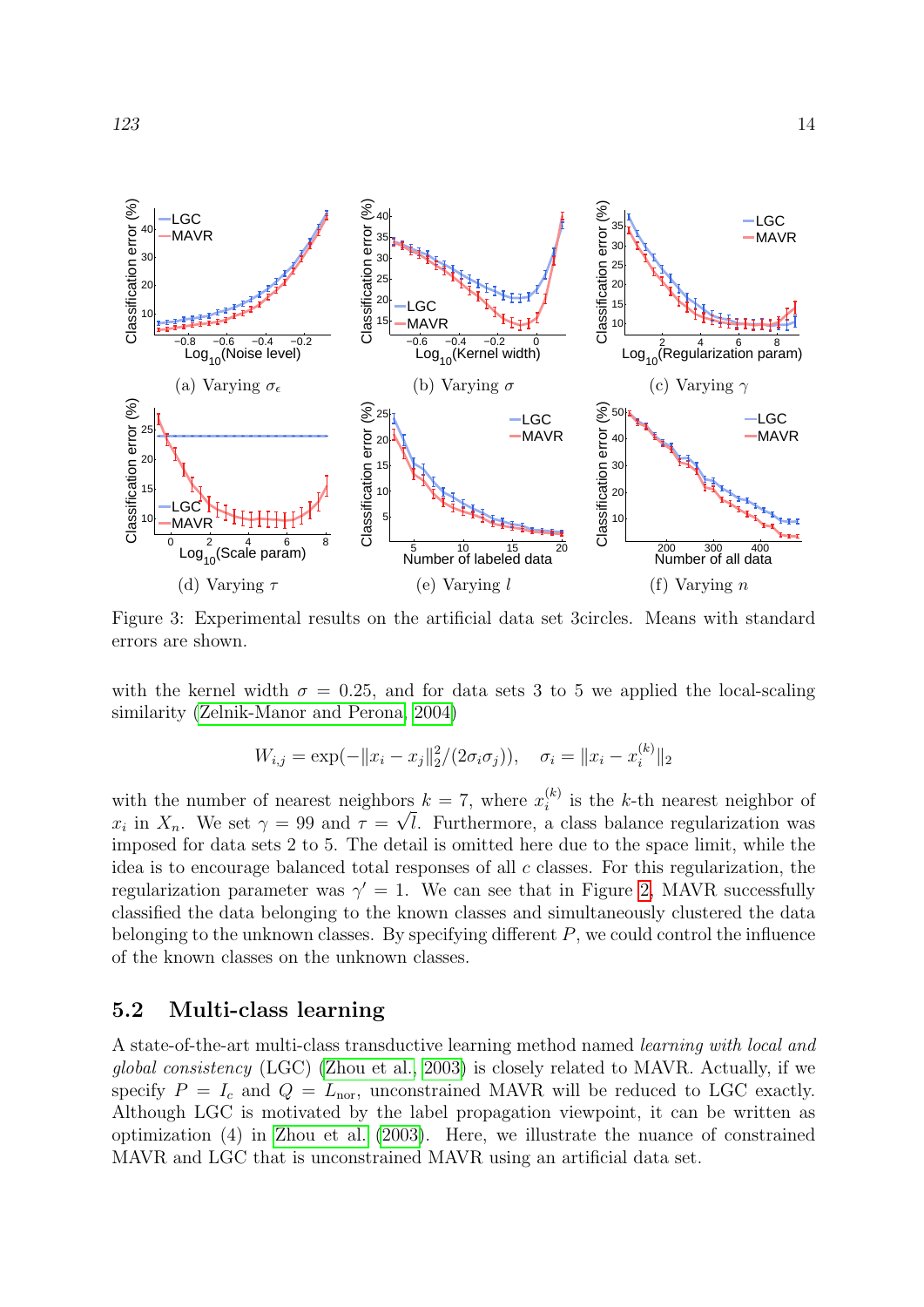(a) Varying $\sigma_\epsilon$

(b) Varying $\sigma$

(c) Varying $\gamma$

(d) Varying $\tau$

(e) Varying $l$

(f) Varying $n$

Figure 3: Experimental results on the artificial data set 3circles. Means with standard errors are shown.

with the kernel width $\sigma = 0.25$, and for data sets 3 to 5 we applied the local-scaling similarity (Zelnik-Manor and Perona, 2004)

$$W_{i,j} = \exp(-\|x_i - x_j\|_2^2/(2\sigma_i\sigma_j)), \quad \sigma_i = \|x_i - x_i^{(k)}\|_2$$

with the number of nearest neighbors $k = 7$, where $x_i^{(k)}$ is the $k$-th nearest neighbor of $x_i$ in $X_n$. We set $\gamma = 99$ and $\tau = \sqrt{l}$. Furthermore, a class balance regularization was imposed for data sets 2 to 5. The detail is omitted here due to the space limit, while the idea is to encourage balanced total responses of all $c$ classes. For this regularization, the regularization parameter was $\gamma' = 1$. We can see that in Figure 2, MAVR successfully classified the data belonging to the known classes and simultaneously clustered the data belonging to the unknown classes. By specifying different $P$, we could control the influence of the known classes on the unknown classes.

## 5.2 Multi-class learning

A state-of-the-art multi-class transductive learning method named *learning with local and global consistency* (LGC) (Zhou et al., 2003) is closely related to MAVR. Actually, if we specify $P = I_c$ and $Q = L_{\mathrm{nor}}$, unconstrained MAVR will be reduced to LGC exactly. Although LGC is motivated by the label propagation viewpoint, it can be written as optimization (4) in Zhou et al. (2003). Here, we illustrate the nuance of constrained MAVR and LGC that is unconstrained MAVR using an artificial data set.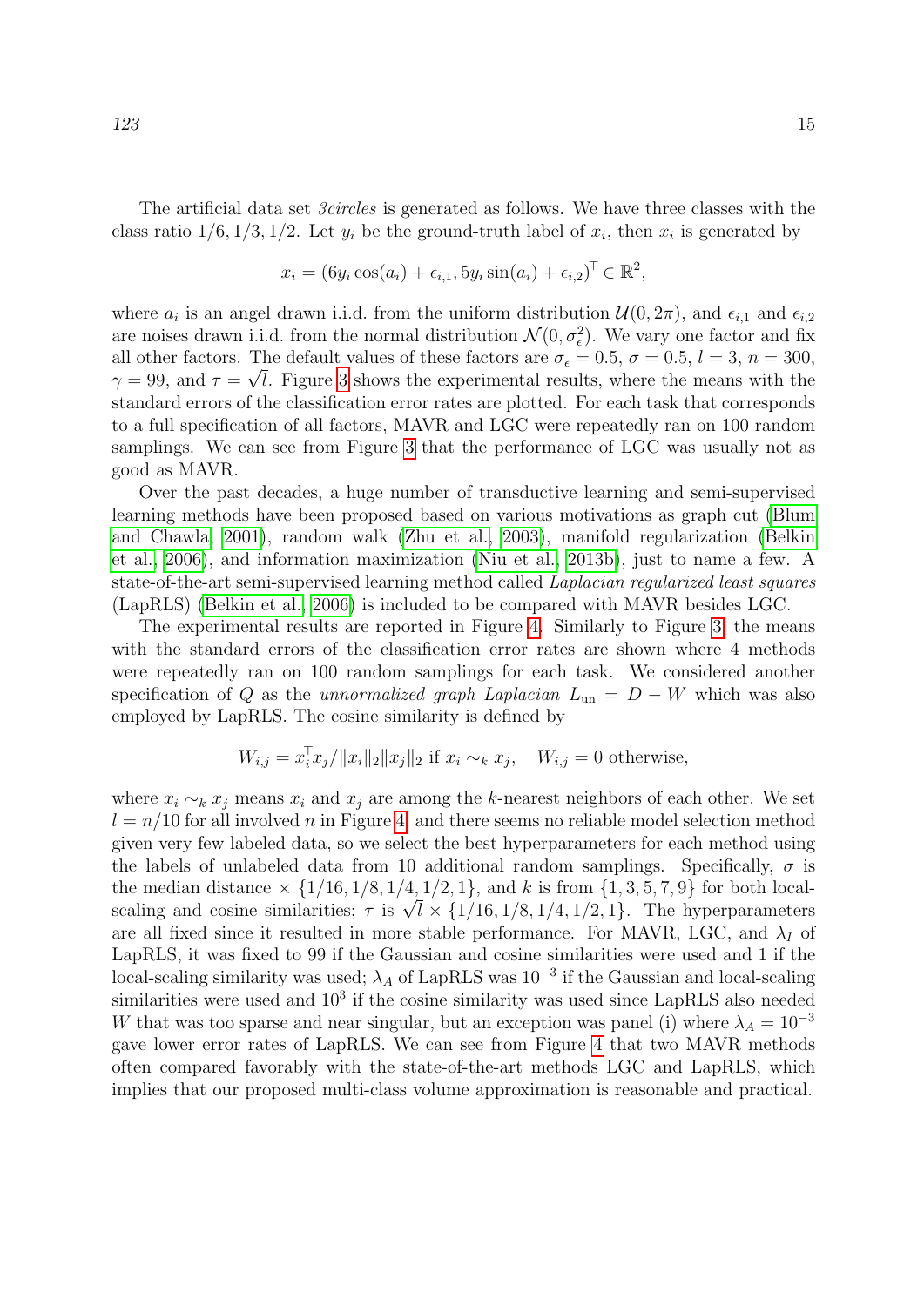The artificial data set *3circles* is generated as follows. We have three classes with the class ratio $1/6, 1/3, 1/2$. Let $y_i$ be the ground-truth label of $x_i$, then $x_i$ is generated by

$$x_i = (6y_i \cos(a_i) + \epsilon_{i,1}, 5y_i \sin(a_i) + \epsilon_{i,2})^\top \in \mathbb{R}^2,$$

where $a_i$ is an angel drawn i.i.d. from the uniform distribution $\mathcal{U}(0, 2\pi)$, and $\epsilon_{i,1}$ and $\epsilon_{i,2}$ are noises drawn i.i.d. from the normal distribution $\mathcal{N}(0, \sigma_\epsilon^2)$. We vary one factor and fix all other factors. The default values of these factors are $\sigma_\epsilon = 0.5$, $\sigma = 0.5$, $l = 3$, $n = 300$, $\gamma = 99$, and $\tau = \sqrt{l}$. Figure 3 shows the experimental results, where the means with the standard errors of the classification error rates are plotted. For each task that corresponds to a full specification of all factors, MAVR and LGC were repeatedly ran on 100 random samplings. We can see from Figure 3 that the performance of LGC was usually not as good as MAVR.

Over the past decades, a huge number of transductive learning and semi-supervised learning methods have been proposed based on various motivations as graph cut (Blum and Chawla, 2001), random walk (Zhu et al., 2003), manifold regularization (Belkin et al., 2006), and information maximization (Niu et al., 2013b), just to name a few. A state-of-the-art semi-supervised learning method called *Laplacian regularized least squares* (LapRLS) (Belkin et al., 2006) is included to be compared with MAVR besides LGC.

The experimental results are reported in Figure 4. Similarly to Figure 3, the means with the standard errors of the classification error rates are shown where 4 methods were repeatedly ran on 100 random samplings for each task. We considered another specification of $Q$ as the *unnormalized graph Laplacian* $L_{\mathrm{un}} = D - W$ which was also employed by LapRLS. The cosine similarity is defined by

$$W_{i,j} = x_i^\top x_j / \|x_i\|_2 \|x_j\|_2 \text{ if } x_i \sim_k x_j, \quad W_{i,j} = 0 \text{ otherwise},$$

where $x_i \sim_k x_j$ means $x_i$ and $x_j$ are among the $k$-nearest neighbors of each other. We set $l = n/10$ for all involved $n$ in Figure 4, and there seems no reliable model selection method given very few labeled data, so we select the best hyperparameters for each method using the labels of unlabeled data from 10 additional random samplings. Specifically, $\sigma$ is the median distance $\times \{1/16, 1/8, 1/4, 1/2, 1\}$, and $k$ is from $\{1, 3, 5, 7, 9\}$ for both local-scaling and cosine similarities; $\tau$ is $\sqrt{l} \times \{1/16, 1/8, 1/4, 1/2, 1\}$. The hyperparameters are all fixed since it resulted in more stable performance. For MAVR, LGC, and $\lambda_I$ of LapRLS, it was fixed to 99 if the Gaussian and cosine similarities were used and 1 if the local-scaling similarity was used; $\lambda_A$ of LapRLS was $10^{-3}$ if the Gaussian and local-scaling similarities were used and $10^3$ if the cosine similarity was used since LapRLS also needed $W$ that was too sparse and near singular, but an exception was panel (i) where $\lambda_A = 10^{-3}$ gave lower error rates of LapRLS. We can see from Figure 4 that two MAVR methods often compared favorably with the state-of-the-art methods LGC and LapRLS, which implies that our proposed multi-class volume approximation is reasonable and practical.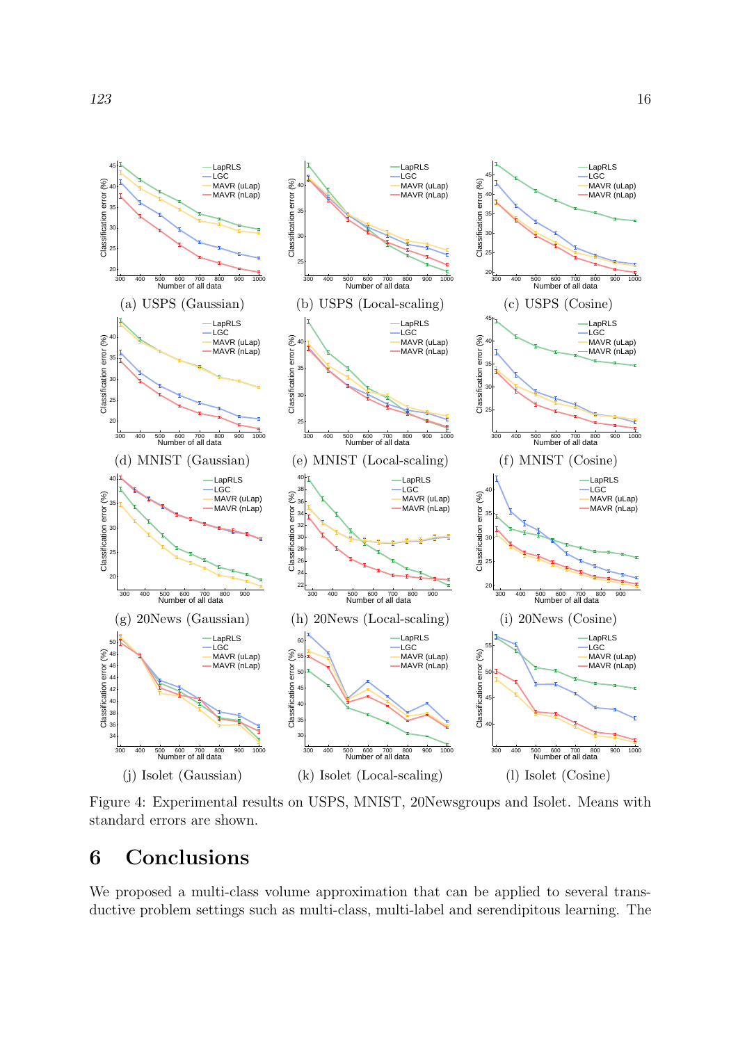Figure 4: Experimental results on USPS, MNIST, 20Newsgroups and Isolet. Means with standard errors are shown.

(a) USPS (Gaussian) (b) USPS (Local-scaling) (c) USPS (Cosine)

(d) MNIST (Gaussian) (e) MNIST (Local-scaling) (f) MNIST (Cosine)

(g) 20News (Gaussian) (h) 20News (Local-scaling) (i) 20News (Cosine)

(j) Isolet (Gaussian) (k) Isolet (Local-scaling) (l) Isolet (Cosine)

# 6 Conclusions

We proposed a multi-class volume approximation that can be applied to several transductive problem settings such as multi-class, multi-label and serendipitous learning. The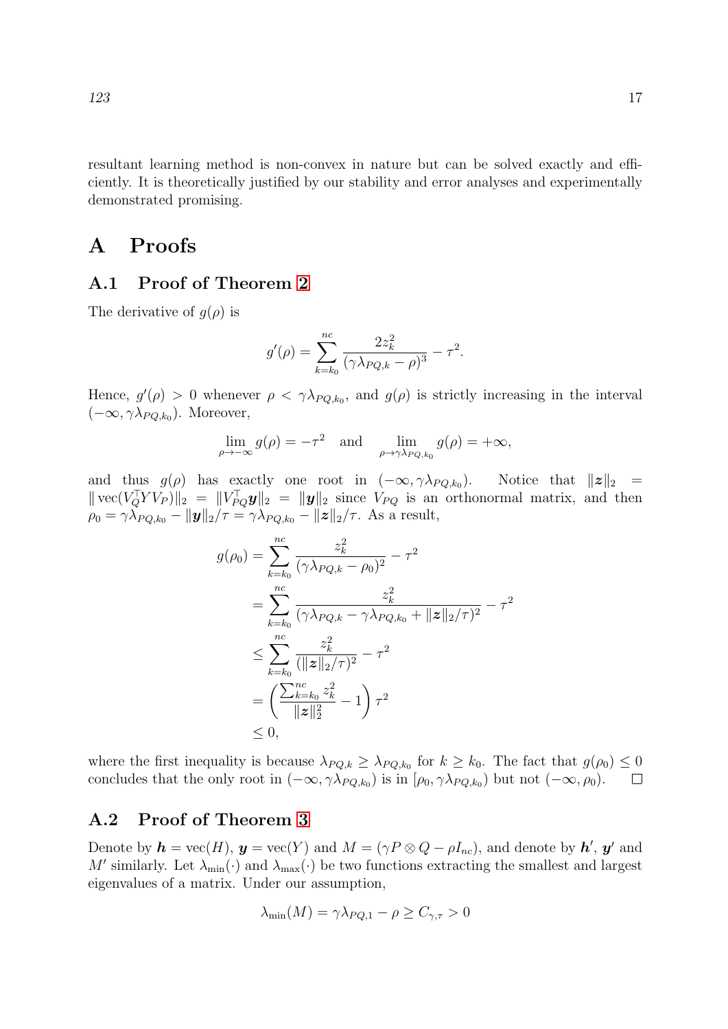resultant learning method is non-convex in nature but can be solved exactly and efficiently. It is theoretically justified by our stability and error analyses and experimentally demonstrated promising.

# A Proofs

## A.1 Proof of Theorem 2

The derivative of $g(\rho)$ is

$$g'(\rho) = \sum_{k=k_0}^{nc} \frac{2z_k^2}{(\gamma\lambda_{PQ,k} - \rho)^3} - \tau^2.$$

Hence, $g'(\rho) > 0$ whenever $\rho < \gamma\lambda_{PQ,k_0}$, and $g(\rho)$ is strictly increasing in the interval $(-\infty, \gamma\lambda_{PQ,k_0})$. Moreover,

$$\lim_{\rho \to -\infty} g(\rho) = -\tau^2 \quad \text{and} \quad \lim_{\rho \to \gamma\lambda_{PQ,k_0}} g(\rho) = +\infty,$$

and thus $g(\rho)$ has exactly one root in $(-\infty, \gamma\lambda_{PQ,k_0})$. Notice that $\|\boldsymbol{z}\|_2 = \|\operatorname{vec}(V_Q^\top Y V_P)\|_2 = \|V_{PQ}^\top \boldsymbol{y}\|_2 = \|\boldsymbol{y}\|_2$ since $V_{PQ}$ is an orthonormal matrix, and then $\rho_0 = \gamma\lambda_{PQ,k_0} - \|\boldsymbol{y}\|_2/\tau = \gamma\lambda_{PQ,k_0} - \|\boldsymbol{z}\|_2/\tau$. As a result,

$$\begin{aligned}
g(\rho_0) &= \sum_{k=k_0}^{nc} \frac{z_k^2}{(\gamma\lambda_{PQ,k} - \rho_0)^2} - \tau^2 \\
&= \sum_{k=k_0}^{nc} \frac{z_k^2}{(\gamma\lambda_{PQ,k} - \gamma\lambda_{PQ,k_0} + \|\boldsymbol{z}\|_2/\tau)^2} - \tau^2 \\
&\leq \sum_{k=k_0}^{nc} \frac{z_k^2}{(\|\boldsymbol{z}\|_2/\tau)^2} - \tau^2 \\
&= \left( \frac{\sum_{k=k_0}^{nc} z_k^2}{\|\boldsymbol{z}\|_2^2} - 1 \right) \tau^2 \\
&\leq 0,
\end{aligned}$$

where the first inequality is because $\lambda_{PQ,k} \geq \lambda_{PQ,k_0}$ for $k \geq k_0$. The fact that $g(\rho_0) \leq 0$ concludes that the only root in $(-\infty, \gamma\lambda_{PQ,k_0})$ is in $[\rho_0, \gamma\lambda_{PQ,k_0})$ but not $(-\infty, \rho_0)$. $\square$

## A.2 Proof of Theorem 3

Denote by $\boldsymbol{h} = \operatorname{vec}(H)$, $\boldsymbol{y} = \operatorname{vec}(Y)$ and $M = (\gamma P \otimes Q - \rho I_{nc})$, and denote by $\boldsymbol{h}'$, $\boldsymbol{y}'$ and $M'$ similarly. Let $\lambda_{\min}(\cdot)$ and $\lambda_{\max}(\cdot)$ be two functions extracting the smallest and largest eigenvalues of a matrix. Under our assumption,

$$\lambda_{\min}(M) = \gamma\lambda_{PQ,1} - \rho \geq C_{\gamma,\tau} > 0$$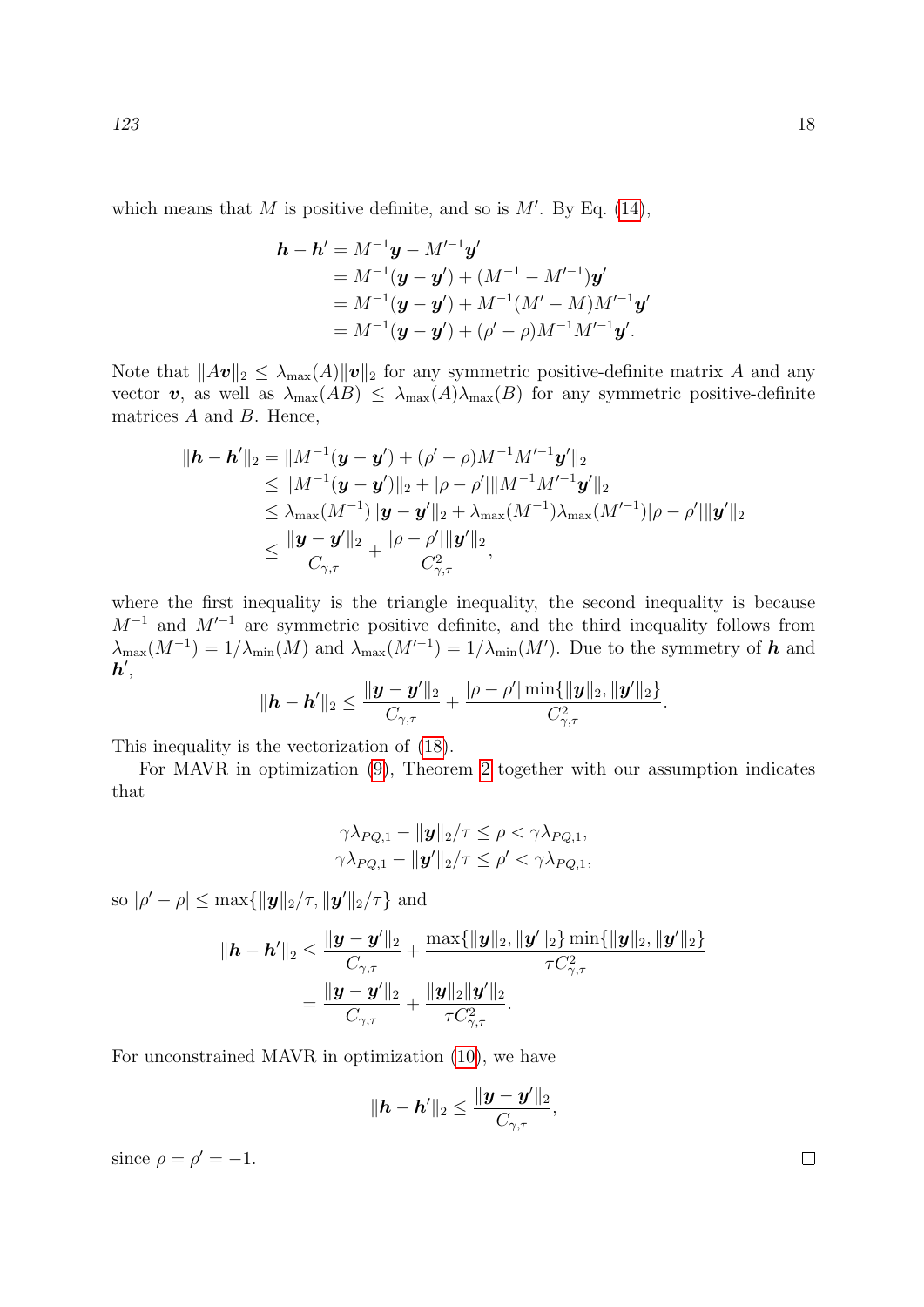which means that $M$ is positive definite, and so is $M'$. By Eq. (14),

$$
\begin{aligned}
\boldsymbol{h} - \boldsymbol{h}' &= M^{-1}\boldsymbol{y} - M'^{-1}\boldsymbol{y}' \\
&= M^{-1}(\boldsymbol{y} - \boldsymbol{y}') + (M^{-1} - M'^{-1})\boldsymbol{y}' \\
&= M^{-1}(\boldsymbol{y} - \boldsymbol{y}') + M^{-1}(M' - M)M'^{-1}\boldsymbol{y}' \\
&= M^{-1}(\boldsymbol{y} - \boldsymbol{y}') + (\rho' - \rho)M^{-1}M'^{-1}\boldsymbol{y}'.
\end{aligned}
$$

Note that $\|A\boldsymbol{v}\|_2 \leq \lambda_{\max}(A)\|\boldsymbol{v}\|_2$ for any symmetric positive-definite matrix $A$ and any vector $\boldsymbol{v}$, as well as $\lambda_{\max}(AB) \leq \lambda_{\max}(A)\lambda_{\max}(B)$ for any symmetric positive-definite matrices $A$ and $B$. Hence,

$$
\begin{aligned}
\|\boldsymbol{h} - \boldsymbol{h}'\|_2 &= \|M^{-1}(\boldsymbol{y} - \boldsymbol{y}') + (\rho' - \rho)M^{-1}M'^{-1}\boldsymbol{y}'\|_2 \\
&\leq \|M^{-1}(\boldsymbol{y} - \boldsymbol{y}')\|_2 + |\rho - \rho'|\|M^{-1}M'^{-1}\boldsymbol{y}'\|_2 \\
&\leq \lambda_{\max}(M^{-1})\|\boldsymbol{y} - \boldsymbol{y}'\|_2 + \lambda_{\max}(M^{-1})\lambda_{\max}(M'^{-1})|\rho - \rho'|\|\boldsymbol{y}'\|_2 \\
&\leq \frac{\|\boldsymbol{y} - \boldsymbol{y}'\|_2}{C_{\gamma,\tau}} + \frac{|\rho - \rho'|\|\boldsymbol{y}'\|_2}{C_{\gamma,\tau}^2},
\end{aligned}
$$

where the first inequality is the triangle inequality, the second inequality is because $M^{-1}$ and $M'^{-1}$ are symmetric positive definite, and the third inequality follows from $\lambda_{\max}(M^{-1}) = 1/\lambda_{\min}(M)$ and $\lambda_{\max}(M'^{-1}) = 1/\lambda_{\min}(M')$. Due to the symmetry of $\boldsymbol{h}$ and $\boldsymbol{h}'$,

$$
\|\boldsymbol{h} - \boldsymbol{h}'\|_2 \leq \frac{\|\boldsymbol{y} - \boldsymbol{y}'\|_2}{C_{\gamma,\tau}} + \frac{|\rho - \rho'|\min\{\|\boldsymbol{y}\|_2, \|\boldsymbol{y}'\|_2\}}{C_{\gamma,\tau}^2}.
$$

This inequality is the vectorization of (18).

For MAVR in optimization (9), Theorem 2 together with our assumption indicates that

$$
\begin{aligned}
\gamma\lambda_{PQ,1} - \|\boldsymbol{y}\|_2/\tau \leq \rho < \gamma\lambda_{PQ,1}, \\
\gamma\lambda_{PQ,1} - \|\boldsymbol{y}'\|_2/\tau \leq \rho' < \gamma\lambda_{PQ,1},
\end{aligned}
$$

so $|\rho' - \rho| \leq \max\{\|\boldsymbol{y}\|_2/\tau, \|\boldsymbol{y}'\|_2/\tau\}$ and

$$
\begin{aligned}
\|\boldsymbol{h} - \boldsymbol{h}'\|_2 &\leq \frac{\|\boldsymbol{y} - \boldsymbol{y}'\|_2}{C_{\gamma,\tau}} + \frac{\max\{\|\boldsymbol{y}\|_2, \|\boldsymbol{y}'\|_2\}\min\{\|\boldsymbol{y}\|_2, \|\boldsymbol{y}'\|_2\}}{\tau C_{\gamma,\tau}^2} \\
&= \frac{\|\boldsymbol{y} - \boldsymbol{y}'\|_2}{C_{\gamma,\tau}} + \frac{\|\boldsymbol{y}\|_2\|\boldsymbol{y}'\|_2}{\tau C_{\gamma,\tau}^2}.
\end{aligned}
$$

For unconstrained MAVR in optimization (10), we have

$$
\|\boldsymbol{h} - \boldsymbol{h}'\|_2 \leq \frac{\|\boldsymbol{y} - \boldsymbol{y}'\|_2}{C_{\gamma,\tau}},
$$

since $\rho = \rho' = -1$. □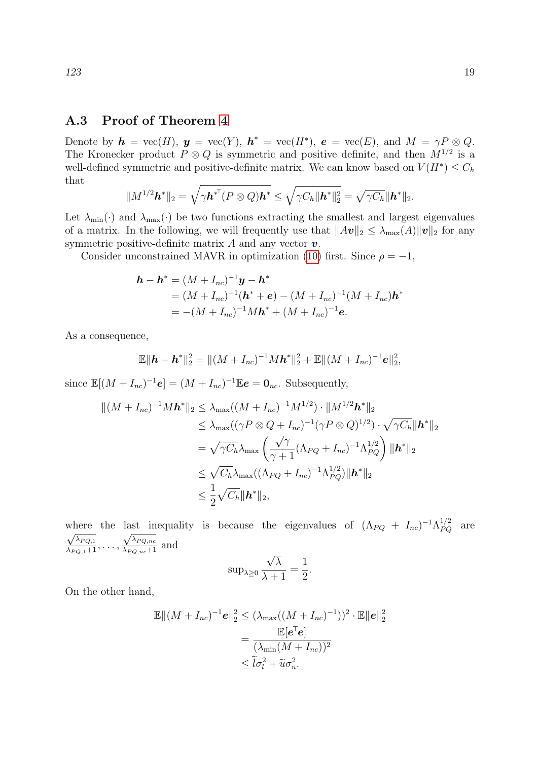### A.3 Proof of Theorem 4

Denote by $\boldsymbol{h} = \mathrm{vec}(H)$, $\boldsymbol{y} = \mathrm{vec}(Y)$, $\boldsymbol{h}^* = \mathrm{vec}(H^*)$, $\boldsymbol{e} = \mathrm{vec}(E)$, and $M = \gamma P \otimes Q$. The Kronecker product $P \otimes Q$ is symmetric and positive definite, and then $M^{1/2}$ is a well-defined symmetric and positive-definite matrix. We can know based on $V(H^*) \leq C_h$ that

$$\|M^{1/2}\boldsymbol{h}^*\|_2 = \sqrt{\gamma \boldsymbol{h}^{*\top}(P \otimes Q)\boldsymbol{h}^*} \leq \sqrt{\gamma C_h \|\boldsymbol{h}^*\|_2^2} = \sqrt{\gamma C_h}\|\boldsymbol{h}^*\|_2.$$

Let $\lambda_{\min}(\cdot)$ and $\lambda_{\max}(\cdot)$ be two functions extracting the smallest and largest eigenvalues of a matrix. In the following, we will frequently use that $\|A\boldsymbol{v}\|_2 \leq \lambda_{\max}(A)\|\boldsymbol{v}\|_2$ for any symmetric positive-definite matrix $A$ and any vector $\boldsymbol{v}$.

Consider unconstrained MAVR in optimization (10) first. Since $\rho = -1$,

$$\begin{aligned}
\boldsymbol{h} - \boldsymbol{h}^* &= (M + I_{nc})^{-1}\boldsymbol{y} - \boldsymbol{h}^* \\
&= (M + I_{nc})^{-1}(\boldsymbol{h}^* + \boldsymbol{e}) - (M + I_{nc})^{-1}(M + I_{nc})\boldsymbol{h}^* \\
&= -(M + I_{nc})^{-1}M\boldsymbol{h}^* + (M + I_{nc})^{-1}\boldsymbol{e}.
\end{aligned}$$

As a consequence,

$$\mathbb{E}\|\boldsymbol{h} - \boldsymbol{h}^*\|_2^2 = \|(M + I_{nc})^{-1}M\boldsymbol{h}^*\|_2^2 + \mathbb{E}\|(M + I_{nc})^{-1}\boldsymbol{e}\|_2^2,$$

since $\mathbb{E}[(M + I_{nc})^{-1}\boldsymbol{e}] = (M + I_{nc})^{-1}\mathbb{E}\boldsymbol{e} = \boldsymbol{0}_{nc}$. Subsequently,

$$\begin{aligned}
\|(M + I_{nc})^{-1}M\boldsymbol{h}^*\|_2 &\leq \lambda_{\max}((M + I_{nc})^{-1}M^{1/2}) \cdot \|M^{1/2}\boldsymbol{h}^*\|_2 \\
&\leq \lambda_{\max}((\gamma P \otimes Q + I_{nc})^{-1}(\gamma P \otimes Q)^{1/2}) \cdot \sqrt{\gamma C_h}\|\boldsymbol{h}^*\|_2 \\
&= \sqrt{\gamma C_h}\lambda_{\max}\left(\frac{\sqrt{\gamma}}{\gamma + 1}(\Lambda_{PQ} + I_{nc})^{-1}\Lambda_{PQ}^{1/2}\right)\|\boldsymbol{h}^*\|_2 \\
&\leq \sqrt{C_h}\lambda_{\max}((\Lambda_{PQ} + I_{nc})^{-1}\Lambda_{PQ}^{1/2})\|\boldsymbol{h}^*\|_2 \\
&\leq \frac{1}{2}\sqrt{C_h}\|\boldsymbol{h}^*\|_2,
\end{aligned}$$

where the last inequality is because the eigenvalues of $(\Lambda_{PQ} + I_{nc})^{-1}\Lambda_{PQ}^{1/2}$ are $\frac{\sqrt{\lambda_{PQ,1}}}{\lambda_{PQ,1}+1}, \ldots, \frac{\sqrt{\lambda_{PQ,nc}}}{\lambda_{PQ,nc}+1}$ and

$$\sup_{\lambda \geq 0} \frac{\sqrt{\lambda}}{\lambda + 1} = \frac{1}{2}.$$

On the other hand,

$$\begin{aligned}
\mathbb{E}\|(M + I_{nc})^{-1}\boldsymbol{e}\|_2^2 &\leq (\lambda_{\max}((M + I_{nc})^{-1}))^2 \cdot \mathbb{E}\|\boldsymbol{e}\|_2^2 \\
&= \frac{\mathbb{E}[\boldsymbol{e}^\top \boldsymbol{e}]}{(\lambda_{\min}(M + I_{nc}))^2} \\
&\leq \widetilde{l}\sigma_l^2 + \widetilde{u}\sigma_u^2.
\end{aligned}$$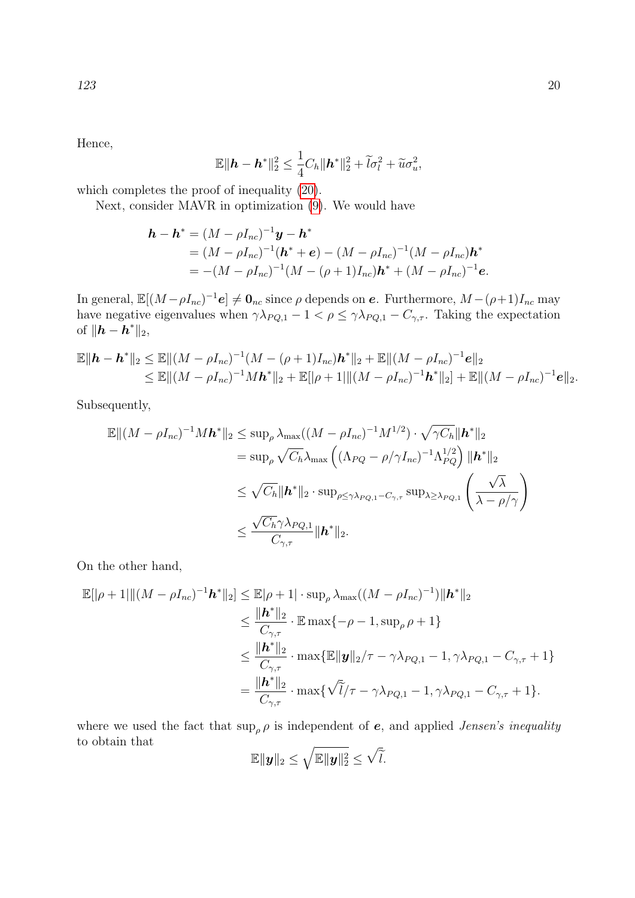Hence,

$$\mathbb{E}\|\boldsymbol{h} - \boldsymbol{h}^*\|_2^2 \leq \frac{1}{4} C_h \|\boldsymbol{h}^*\|_2^2 + \widetilde{l}\sigma_l^2 + \widetilde{u}\sigma_u^2,$$

which completes the proof of inequality (20).

Next, consider MAVR in optimization (9). We would have

$$\begin{aligned}
\boldsymbol{h} - \boldsymbol{h}^* &= (M - \rho I_{nc})^{-1}\boldsymbol{y} - \boldsymbol{h}^* \\
&= (M - \rho I_{nc})^{-1}(\boldsymbol{h}^* + \boldsymbol{e}) - (M - \rho I_{nc})^{-1}(M - \rho I_{nc})\boldsymbol{h}^* \\
&= -(M - \rho I_{nc})^{-1}(M - (\rho+1) I_{nc})\boldsymbol{h}^* + (M - \rho I_{nc})^{-1}\boldsymbol{e}.
\end{aligned}$$

In general, $\mathbb{E}[(M - \rho I_{nc})^{-1}\boldsymbol{e}] \neq \boldsymbol{0}_{nc}$ since $\rho$ depends on $\boldsymbol{e}$. Furthermore, $M - (\rho+1) I_{nc}$ may have negative eigenvalues when $\gamma\lambda_{PQ,1} - 1 < \rho \leq \gamma\lambda_{PQ,1} - C_{\gamma,\tau}$. Taking the expectation of $\|\boldsymbol{h} - \boldsymbol{h}^*\|_2$,

$$\begin{aligned}
\mathbb{E}\|\boldsymbol{h} - \boldsymbol{h}^*\|_2 &\leq \mathbb{E}\|(M - \rho I_{nc})^{-1}(M - (\rho+1) I_{nc})\boldsymbol{h}^*\|_2 + \mathbb{E}\|(M - \rho I_{nc})^{-1}\boldsymbol{e}\|_2 \\
&\leq \mathbb{E}\|(M - \rho I_{nc})^{-1} M \boldsymbol{h}^*\|_2 + \mathbb{E}[|\rho+1| \|(M - \rho I_{nc})^{-1}\boldsymbol{h}^*\|_2] + \mathbb{E}\|(M - \rho I_{nc})^{-1}\boldsymbol{e}\|_2.
\end{aligned}$$

Subsequently,

$$\begin{aligned}
\mathbb{E}\|(M - \rho I_{nc})^{-1} M \boldsymbol{h}^*\|_2 &\leq \sup\nolimits_\rho \lambda_{\max}((M - \rho I_{nc})^{-1} M^{1/2}) \cdot \sqrt{\gamma C_h}\|\boldsymbol{h}^*\|_2 \\
&= \sup\nolimits_\rho \sqrt{C_h}\lambda_{\max}\left((\Lambda_{PQ} - \rho/\gamma I_{nc})^{-1}\Lambda_{PQ}^{1/2}\right)\|\boldsymbol{h}^*\|_2 \\
&\leq \sqrt{C_h}\|\boldsymbol{h}^*\|_2 \cdot \sup\nolimits_{\rho \leq \gamma\lambda_{PQ,1} - C_{\gamma,\tau}} \sup\nolimits_{\lambda \geq \lambda_{PQ,1}} \left(\frac{\sqrt{\lambda}}{\lambda - \rho/\gamma}\right) \\
&\leq \frac{\sqrt{C_h}\gamma\lambda_{PQ,1}}{C_{\gamma,\tau}}\|\boldsymbol{h}^*\|_2.
\end{aligned}$$

On the other hand,

$$\begin{aligned}
\mathbb{E}[|\rho+1| \|(M - \rho I_{nc})^{-1}\boldsymbol{h}^*\|_2] &\leq \mathbb{E}|\rho+1| \cdot \sup\nolimits_\rho \lambda_{\max}((M - \rho I_{nc})^{-1})\|\boldsymbol{h}^*\|_2 \\
&\leq \frac{\|\boldsymbol{h}^*\|_2}{C_{\gamma,\tau}} \cdot \mathbb{E}\max\{-\rho - 1, \sup\nolimits_\rho \rho + 1\} \\
&\leq \frac{\|\boldsymbol{h}^*\|_2}{C_{\gamma,\tau}} \cdot \max\{\mathbb{E}\|\boldsymbol{y}\|_2/\tau - \gamma\lambda_{PQ,1} - 1, \gamma\lambda_{PQ,1} - C_{\gamma,\tau} + 1\} \\
&= \frac{\|\boldsymbol{h}^*\|_2}{C_{\gamma,\tau}} \cdot \max\{\sqrt{\widetilde{l}}/\tau - \gamma\lambda_{PQ,1} - 1, \gamma\lambda_{PQ,1} - C_{\gamma,\tau} + 1\}.
\end{aligned}$$

where we used the fact that $\sup_\rho \rho$ is independent of $\boldsymbol{e}$, and applied *Jensen's inequality* to obtain that

$$\mathbb{E}\|\boldsymbol{y}\|_2 \leq \sqrt{\mathbb{E}\|\boldsymbol{y}\|_2^2} \leq \sqrt{\widetilde{l}}.$$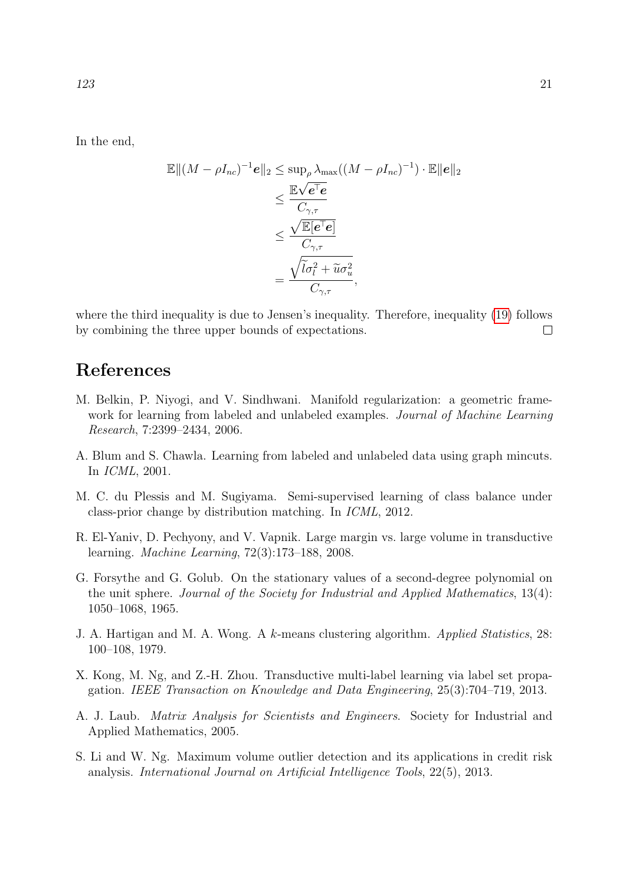In the end,

$$
\begin{aligned}
\mathbb{E}\|(M-\rho I_{nc})^{-1}\boldsymbol{e}\|_2 &\leq \sup\nolimits_\rho \lambda_{\max}((M-\rho I_{nc})^{-1}) \cdot \mathbb{E}\|\boldsymbol{e}\|_2 \\
&\leq \frac{\mathbb{E}\sqrt{\boldsymbol{e}^\top \boldsymbol{e}}}{C_{\gamma,\tau}} \\
&\leq \frac{\sqrt{\mathbb{E}[\boldsymbol{e}^\top \boldsymbol{e}]}}{C_{\gamma,\tau}} \\
&= \frac{\sqrt{\widetilde{l}\sigma_l^2 + \widetilde{u}\sigma_u^2}}{C_{\gamma,\tau}},
\end{aligned}
$$

where the third inequality is due to Jensen's inequality. Therefore, inequality (19) follows by combining the three upper bounds of expectations. □

# References

M. Belkin, P. Niyogi, and V. Sindhwani. Manifold regularization: a geometric framework for learning from labeled and unlabeled examples. *Journal of Machine Learning Research*, 7:2399–2434, 2006.

A. Blum and S. Chawla. Learning from labeled and unlabeled data using graph mincuts. In *ICML*, 2001.

M. C. du Plessis and M. Sugiyama. Semi-supervised learning of class balance under class-prior change by distribution matching. In *ICML*, 2012.

R. El-Yaniv, D. Pechyony, and V. Vapnik. Large margin vs. large volume in transductive learning. *Machine Learning*, 72(3):173–188, 2008.

G. Forsythe and G. Golub. On the stationary values of a second-degree polynomial on the unit sphere. *Journal of the Society for Industrial and Applied Mathematics*, 13(4): 1050–1068, 1965.

J. A. Hartigan and M. A. Wong. A *k*-means clustering algorithm. *Applied Statistics*, 28: 100–108, 1979.

X. Kong, M. Ng, and Z.-H. Zhou. Transductive multi-label learning via label set propagation. *IEEE Transaction on Knowledge and Data Engineering*, 25(3):704–719, 2013.

A. J. Laub. *Matrix Analysis for Scientists and Engineers*. Society for Industrial and Applied Mathematics, 2005.

S. Li and W. Ng. Maximum volume outlier detection and its applications in credit risk analysis. *International Journal on Artificial Intelligence Tools*, 22(5), 2013.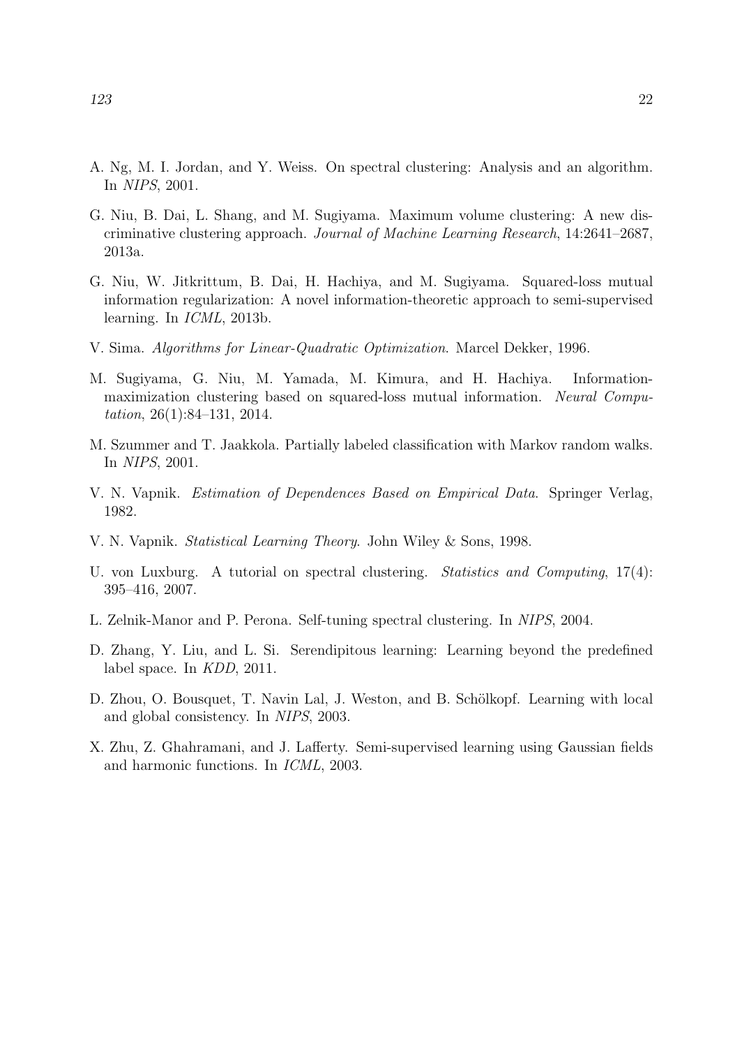A. Ng, M. I. Jordan, and Y. Weiss. On spectral clustering: Analysis and an algorithm. In *NIPS*, 2001.

G. Niu, B. Dai, L. Shang, and M. Sugiyama. Maximum volume clustering: A new discriminative clustering approach. *Journal of Machine Learning Research*, 14:2641–2687, 2013a.

G. Niu, W. Jitkrittum, B. Dai, H. Hachiya, and M. Sugiyama. Squared-loss mutual information regularization: A novel information-theoretic approach to semi-supervised learning. In *ICML*, 2013b.

V. Sima. *Algorithms for Linear-Quadratic Optimization*. Marcel Dekker, 1996.

M. Sugiyama, G. Niu, M. Yamada, M. Kimura, and H. Hachiya. Information-maximization clustering based on squared-loss mutual information. *Neural Computation*, 26(1):84–131, 2014.

M. Szummer and T. Jaakkola. Partially labeled classification with Markov random walks. In *NIPS*, 2001.

V. N. Vapnik. *Estimation of Dependences Based on Empirical Data*. Springer Verlag, 1982.

V. N. Vapnik. *Statistical Learning Theory*. John Wiley & Sons, 1998.

U. von Luxburg. A tutorial on spectral clustering. *Statistics and Computing*, 17(4): 395–416, 2007.

L. Zelnik-Manor and P. Perona. Self-tuning spectral clustering. In *NIPS*, 2004.

D. Zhang, Y. Liu, and L. Si. Serendipitous learning: Learning beyond the predefined label space. In *KDD*, 2011.

D. Zhou, O. Bousquet, T. Navin Lal, J. Weston, and B. Schölkopf. Learning with local and global consistency. In *NIPS*, 2003.

X. Zhu, Z. Ghahramani, and J. Lafferty. Semi-supervised learning using Gaussian fields and harmonic functions. In *ICML*, 2003.